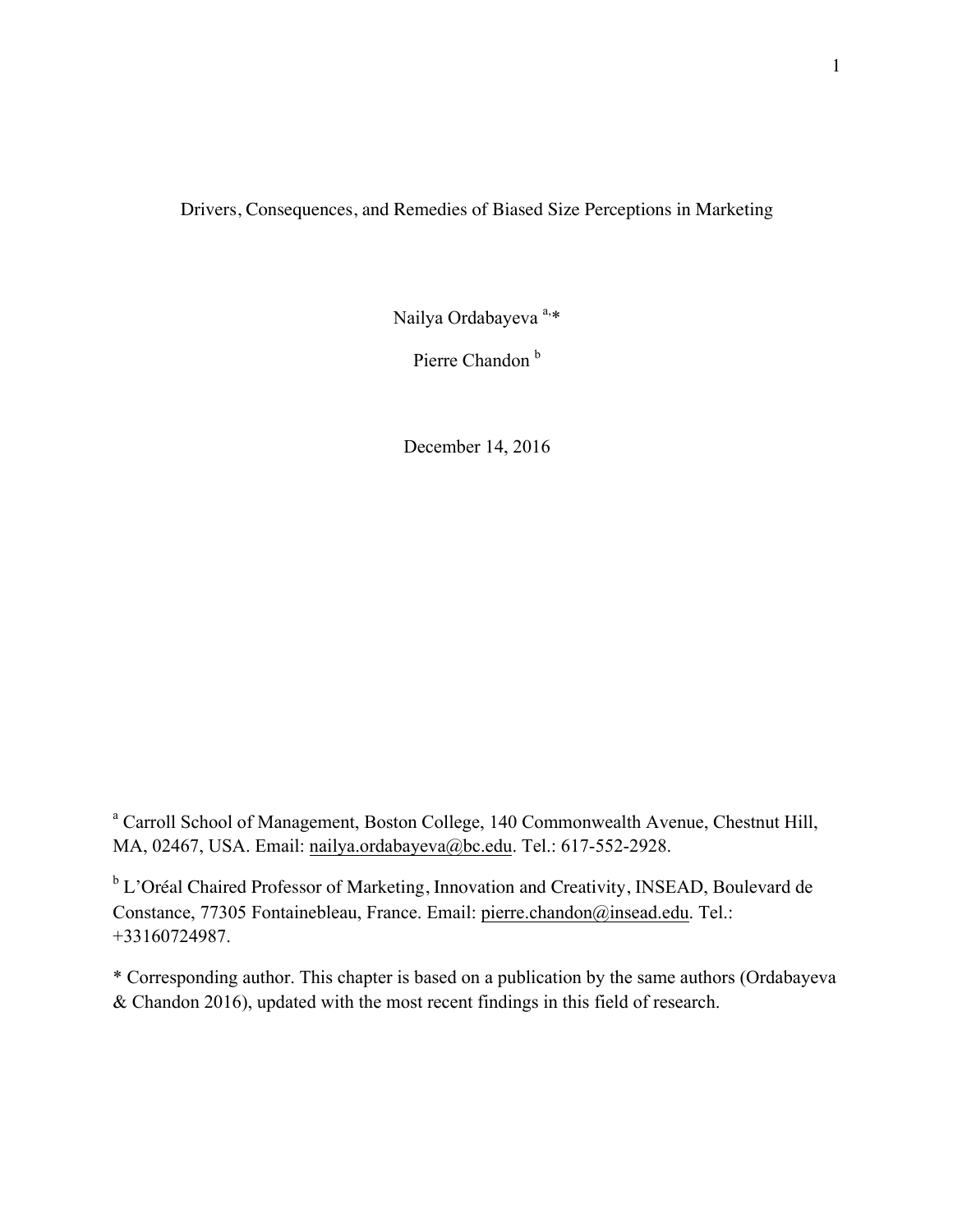# Drivers, Consequences, and Remedies of Biased Size Perceptions in Marketing

Nailya Ordabayeva [a,*]

Pierre Chandon [b]

December 14, 2016

[a] Carroll School of Management, Boston College, 140 Commonwealth Avenue, Chestnut Hill, MA, 02467, USA. Email: nailya.ordabayeva@bc.edu. Tel.: 617-552-2928.

[b] L'Oréal Chaired Professor of Marketing, Innovation and Creativity, INSEAD, Boulevard de Constance, 77305 Fontainebleau, France. Email: pierre.chandon@insead.edu. Tel.: +33160724987.

* Corresponding author. This chapter is based on a publication by the same authors (Ordabayeva & Chandon 2016), updated with the most recent findings in this field of research.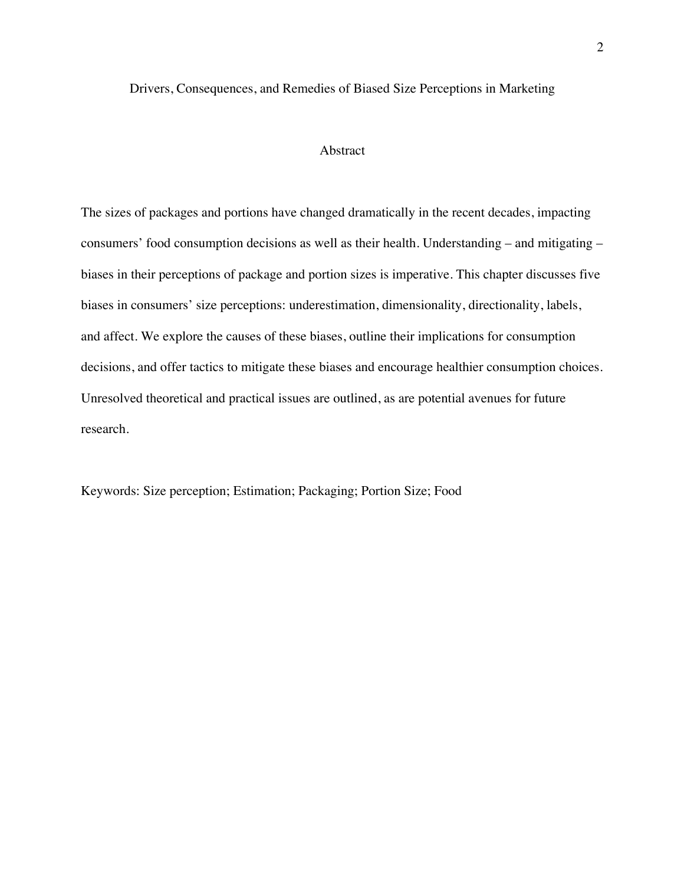# Drivers, Consequences, and Remedies of Biased Size Perceptions in Marketing

## Abstract

The sizes of packages and portions have changed dramatically in the recent decades, impacting consumers' food consumption decisions as well as their health. Understanding – and mitigating – biases in their perceptions of package and portion sizes is imperative. This chapter discusses five biases in consumers' size perceptions: underestimation, dimensionality, directionality, labels, and affect. We explore the causes of these biases, outline their implications for consumption decisions, and offer tactics to mitigate these biases and encourage healthier consumption choices. Unresolved theoretical and practical issues are outlined, as are potential avenues for future research.

Keywords: Size perception; Estimation; Packaging; Portion Size; Food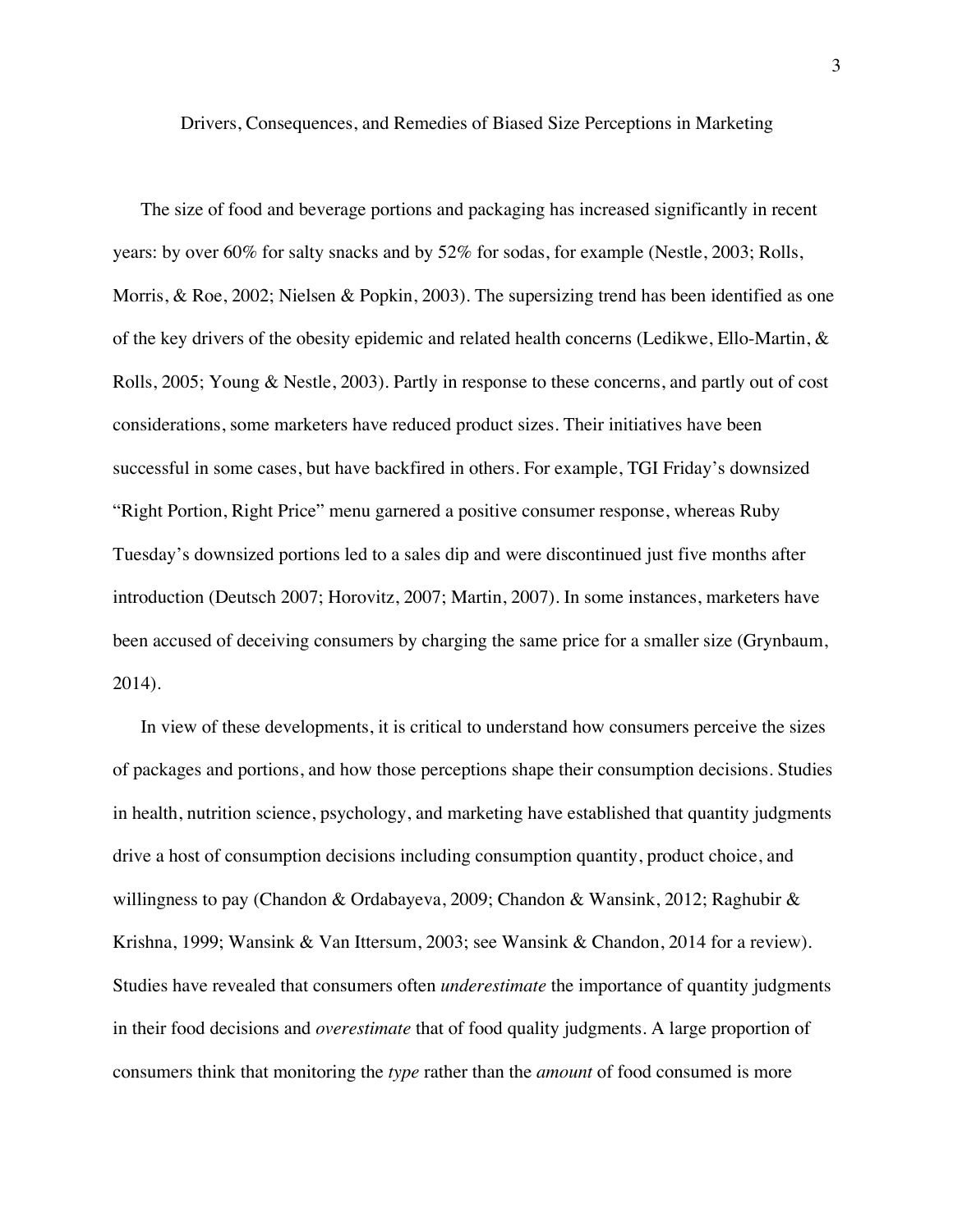# Drivers, Consequences, and Remedies of Biased Size Perceptions in Marketing

The size of food and beverage portions and packaging has increased significantly in recent years: by over 60% for salty snacks and by 52% for sodas, for example (Nestle, 2003; Rolls, Morris, & Roe, 2002; Nielsen & Popkin, 2003). The supersizing trend has been identified as one of the key drivers of the obesity epidemic and related health concerns (Ledikwe, Ello-Martin, & Rolls, 2005; Young & Nestle, 2003). Partly in response to these concerns, and partly out of cost considerations, some marketers have reduced product sizes. Their initiatives have been successful in some cases, but have backfired in others. For example, TGI Friday's downsized "Right Portion, Right Price" menu garnered a positive consumer response, whereas Ruby Tuesday's downsized portions led to a sales dip and were discontinued just five months after introduction (Deutsch 2007; Horovitz, 2007; Martin, 2007). In some instances, marketers have been accused of deceiving consumers by charging the same price for a smaller size (Grynbaum, 2014).

In view of these developments, it is critical to understand how consumers perceive the sizes of packages and portions, and how those perceptions shape their consumption decisions. Studies in health, nutrition science, psychology, and marketing have established that quantity judgments drive a host of consumption decisions including consumption quantity, product choice, and willingness to pay (Chandon & Ordabayeva, 2009; Chandon & Wansink, 2012; Raghubir & Krishna, 1999; Wansink & Van Ittersum, 2003; see Wansink & Chandon, 2014 for a review). Studies have revealed that consumers often *underestimate* the importance of quantity judgments in their food decisions and *overestimate* that of food quality judgments. A large proportion of consumers think that monitoring the *type* rather than the *amount* of food consumed is more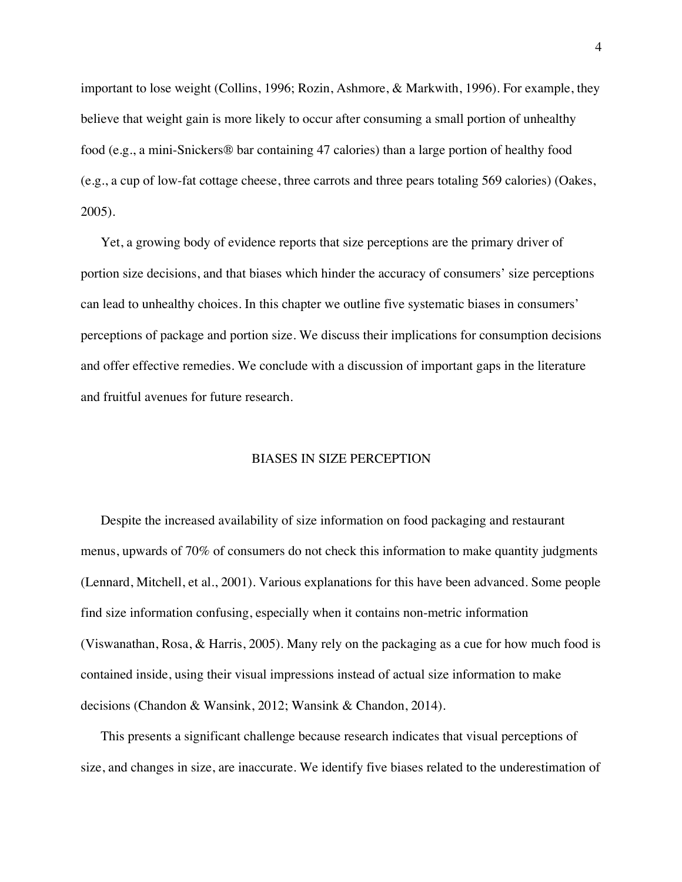important to lose weight (Collins, 1996; Rozin, Ashmore, & Markwith, 1996). For example, they believe that weight gain is more likely to occur after consuming a small portion of unhealthy food (e.g., a mini-Snickers® bar containing 47 calories) than a large portion of healthy food (e.g., a cup of low-fat cottage cheese, three carrots and three pears totaling 569 calories) (Oakes, 2005).

Yet, a growing body of evidence reports that size perceptions are the primary driver of portion size decisions, and that biases which hinder the accuracy of consumers' size perceptions can lead to unhealthy choices. In this chapter we outline five systematic biases in consumers' perceptions of package and portion size. We discuss their implications for consumption decisions and offer effective remedies. We conclude with a discussion of important gaps in the literature and fruitful avenues for future research.

## BIASES IN SIZE PERCEPTION

Despite the increased availability of size information on food packaging and restaurant menus, upwards of 70% of consumers do not check this information to make quantity judgments (Lennard, Mitchell, et al., 2001). Various explanations for this have been advanced. Some people find size information confusing, especially when it contains non-metric information (Viswanathan, Rosa, & Harris, 2005). Many rely on the packaging as a cue for how much food is contained inside, using their visual impressions instead of actual size information to make decisions (Chandon & Wansink, 2012; Wansink & Chandon, 2014).

This presents a significant challenge because research indicates that visual perceptions of size, and changes in size, are inaccurate. We identify five biases related to the underestimation of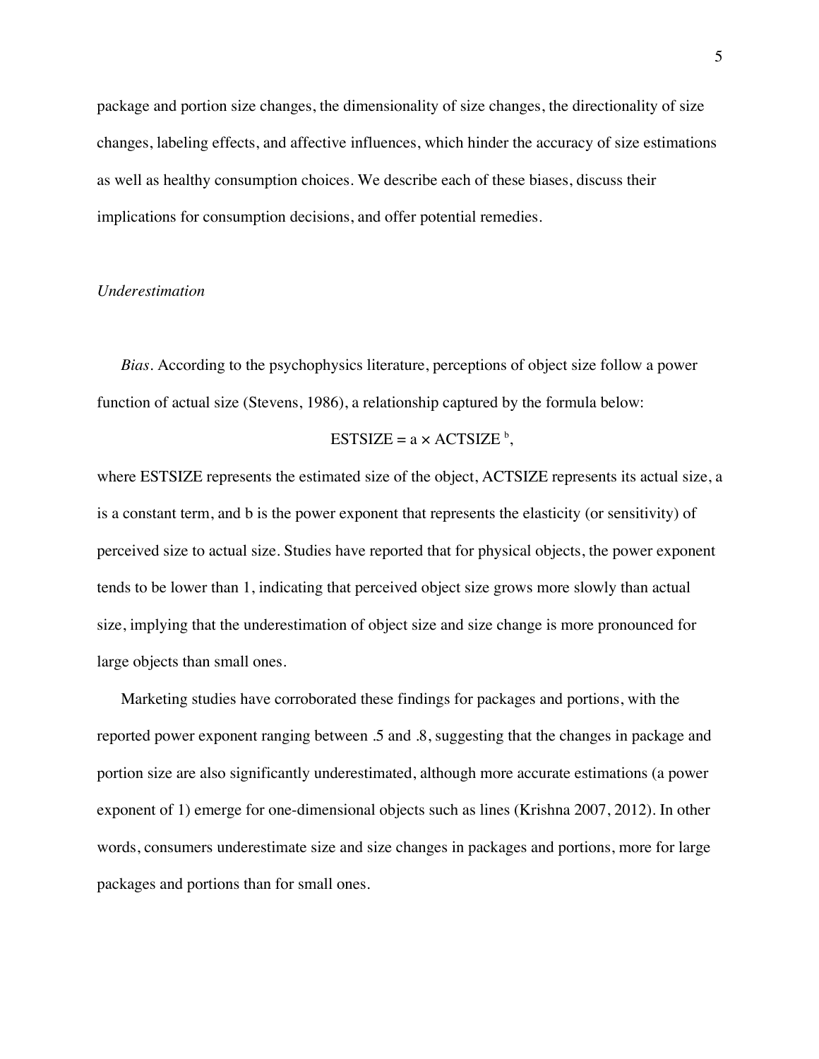package and portion size changes, the dimensionality of size changes, the directionality of size changes, labeling effects, and affective influences, which hinder the accuracy of size estimations as well as healthy consumption choices. We describe each of these biases, discuss their implications for consumption decisions, and offer potential remedies.

### *Underestimation*

*Bias*. According to the psychophysics literature, perceptions of object size follow a power function of actual size (Stevens, 1986), a relationship captured by the formula below:

$$\text{ESTSIZE} = a \times \text{ACTSIZE}^{\,b},$$

where ESTSIZE represents the estimated size of the object, ACTSIZE represents its actual size, a is a constant term, and b is the power exponent that represents the elasticity (or sensitivity) of perceived size to actual size. Studies have reported that for physical objects, the power exponent tends to be lower than 1, indicating that perceived object size grows more slowly than actual size, implying that the underestimation of object size and size change is more pronounced for large objects than small ones.

Marketing studies have corroborated these findings for packages and portions, with the reported power exponent ranging between .5 and .8, suggesting that the changes in package and portion size are also significantly underestimated, although more accurate estimations (a power exponent of 1) emerge for one-dimensional objects such as lines (Krishna 2007, 2012). In other words, consumers underestimate size and size changes in packages and portions, more for large packages and portions than for small ones.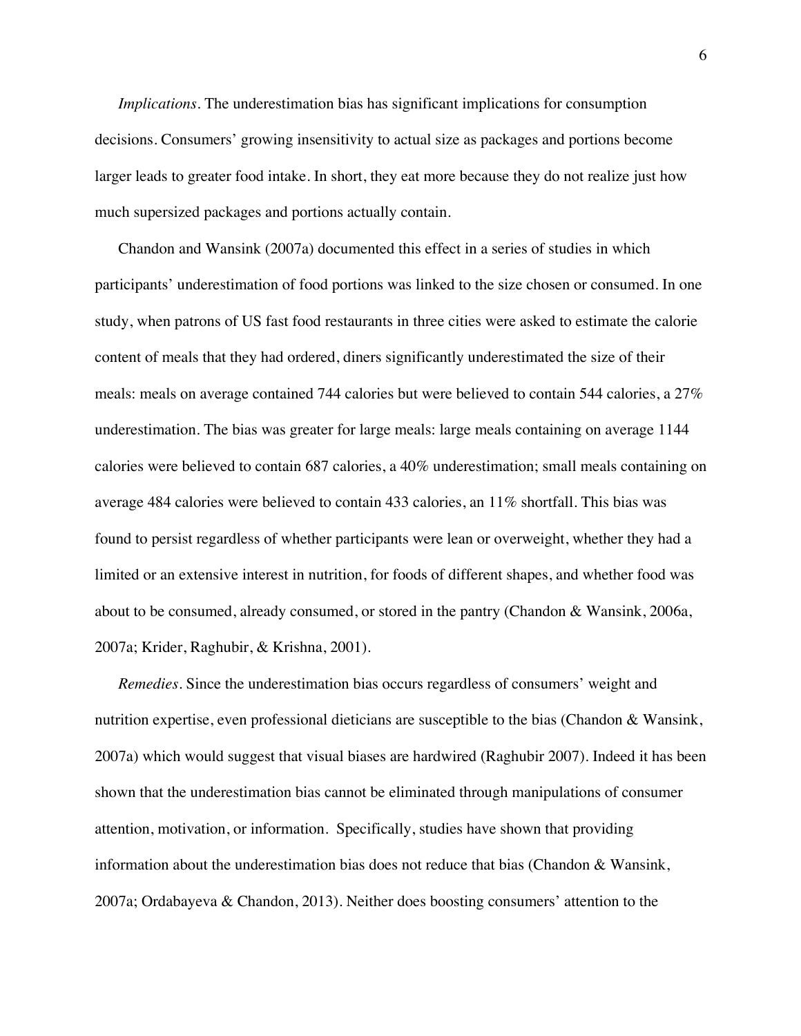*Implications*. The underestimation bias has significant implications for consumption decisions. Consumers' growing insensitivity to actual size as packages and portions become larger leads to greater food intake. In short, they eat more because they do not realize just how much supersized packages and portions actually contain.

Chandon and Wansink (2007a) documented this effect in a series of studies in which participants' underestimation of food portions was linked to the size chosen or consumed. In one study, when patrons of US fast food restaurants in three cities were asked to estimate the calorie content of meals that they had ordered, diners significantly underestimated the size of their meals: meals on average contained 744 calories but were believed to contain 544 calories, a 27% underestimation. The bias was greater for large meals: large meals containing on average 1144 calories were believed to contain 687 calories, a 40% underestimation; small meals containing on average 484 calories were believed to contain 433 calories, an 11% shortfall. This bias was found to persist regardless of whether participants were lean or overweight, whether they had a limited or an extensive interest in nutrition, for foods of different shapes, and whether food was about to be consumed, already consumed, or stored in the pantry (Chandon & Wansink, 2006a, 2007a; Krider, Raghubir, & Krishna, 2001).

*Remedies*. Since the underestimation bias occurs regardless of consumers' weight and nutrition expertise, even professional dieticians are susceptible to the bias (Chandon & Wansink, 2007a) which would suggest that visual biases are hardwired (Raghubir 2007). Indeed it has been shown that the underestimation bias cannot be eliminated through manipulations of consumer attention, motivation, or information. Specifically, studies have shown that providing information about the underestimation bias does not reduce that bias (Chandon & Wansink, 2007a; Ordabayeva & Chandon, 2013). Neither does boosting consumers' attention to the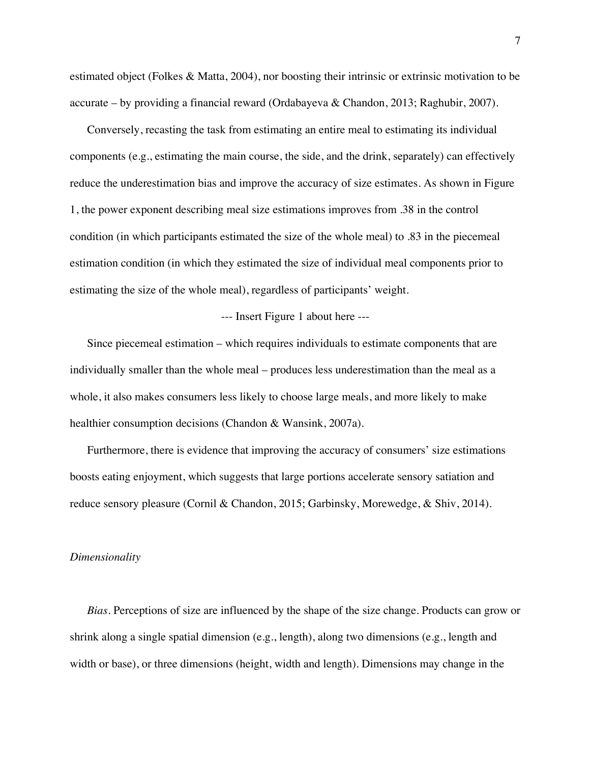estimated object (Folkes & Matta, 2004), nor boosting their intrinsic or extrinsic motivation to be accurate – by providing a financial reward (Ordabayeva & Chandon, 2013; Raghubir, 2007).

Conversely, recasting the task from estimating an entire meal to estimating its individual components (e.g., estimating the main course, the side, and the drink, separately) can effectively reduce the underestimation bias and improve the accuracy of size estimates. As shown in Figure 1, the power exponent describing meal size estimations improves from .38 in the control condition (in which participants estimated the size of the whole meal) to .83 in the piecemeal estimation condition (in which they estimated the size of individual meal components prior to estimating the size of the whole meal), regardless of participants' weight.

--- Insert Figure 1 about here ---

Since piecemeal estimation – which requires individuals to estimate components that are individually smaller than the whole meal – produces less underestimation than the meal as a whole, it also makes consumers less likely to choose large meals, and more likely to make healthier consumption decisions (Chandon & Wansink, 2007a).

Furthermore, there is evidence that improving the accuracy of consumers' size estimations boosts eating enjoyment, which suggests that large portions accelerate sensory satiation and reduce sensory pleasure (Cornil & Chandon, 2015; Garbinsky, Morewedge, & Shiv, 2014).

### *Dimensionality*

*Bias*. Perceptions of size are influenced by the shape of the size change. Products can grow or shrink along a single spatial dimension (e.g., length), along two dimensions (e.g., length and width or base), or three dimensions (height, width and length). Dimensions may change in the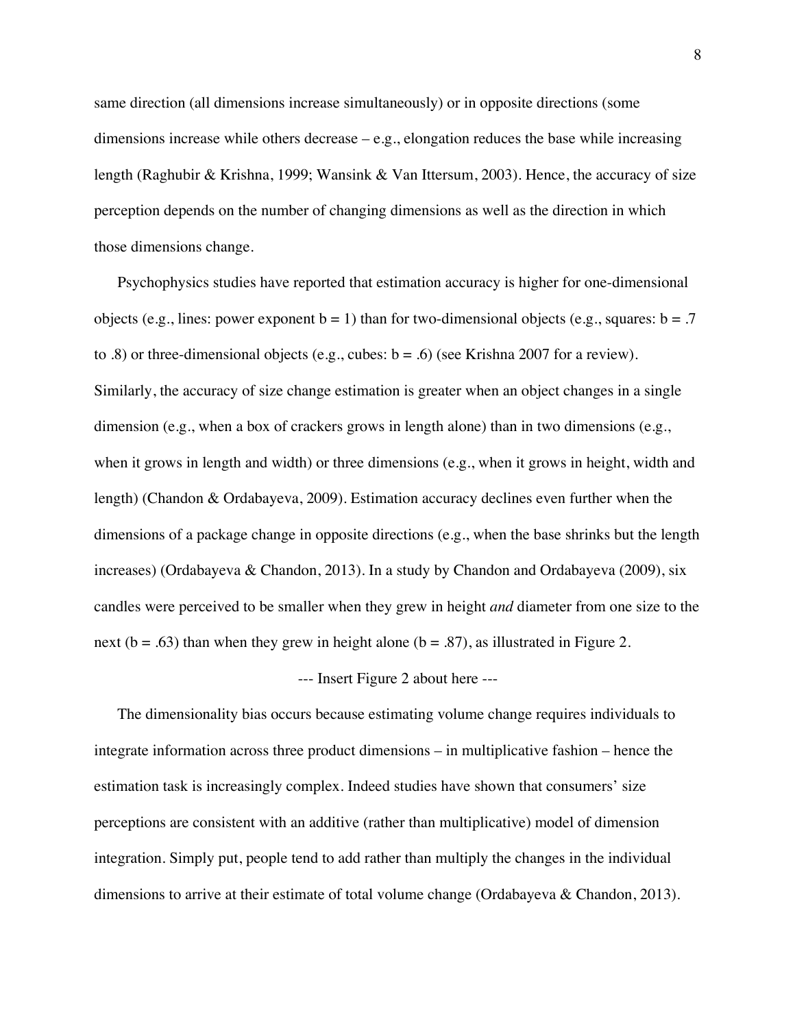same direction (all dimensions increase simultaneously) or in opposite directions (some dimensions increase while others decrease – e.g., elongation reduces the base while increasing length (Raghubir & Krishna, 1999; Wansink & Van Ittersum, 2003). Hence, the accuracy of size perception depends on the number of changing dimensions as well as the direction in which those dimensions change.

Psychophysics studies have reported that estimation accuracy is higher for one-dimensional objects (e.g., lines: power exponent $b = 1$) than for two-dimensional objects (e.g., squares: $b = .7$ to $.8$) or three-dimensional objects (e.g., cubes: $b = .6$) (see Krishna 2007 for a review). Similarly, the accuracy of size change estimation is greater when an object changes in a single dimension (e.g., when a box of crackers grows in length alone) than in two dimensions (e.g., when it grows in length and width) or three dimensions (e.g., when it grows in height, width and length) (Chandon & Ordabayeva, 2009). Estimation accuracy declines even further when the dimensions of a package change in opposite directions (e.g., when the base shrinks but the length increases) (Ordabayeva & Chandon, 2013). In a study by Chandon and Ordabayeva (2009), six candles were perceived to be smaller when they grew in height *and* diameter from one size to the next ($b = .63$) than when they grew in height alone ($b = .87$), as illustrated in Figure 2.

--- Insert Figure 2 about here ---

The dimensionality bias occurs because estimating volume change requires individuals to integrate information across three product dimensions – in multiplicative fashion – hence the estimation task is increasingly complex. Indeed studies have shown that consumers' size perceptions are consistent with an additive (rather than multiplicative) model of dimension integration. Simply put, people tend to add rather than multiply the changes in the individual dimensions to arrive at their estimate of total volume change (Ordabayeva & Chandon, 2013).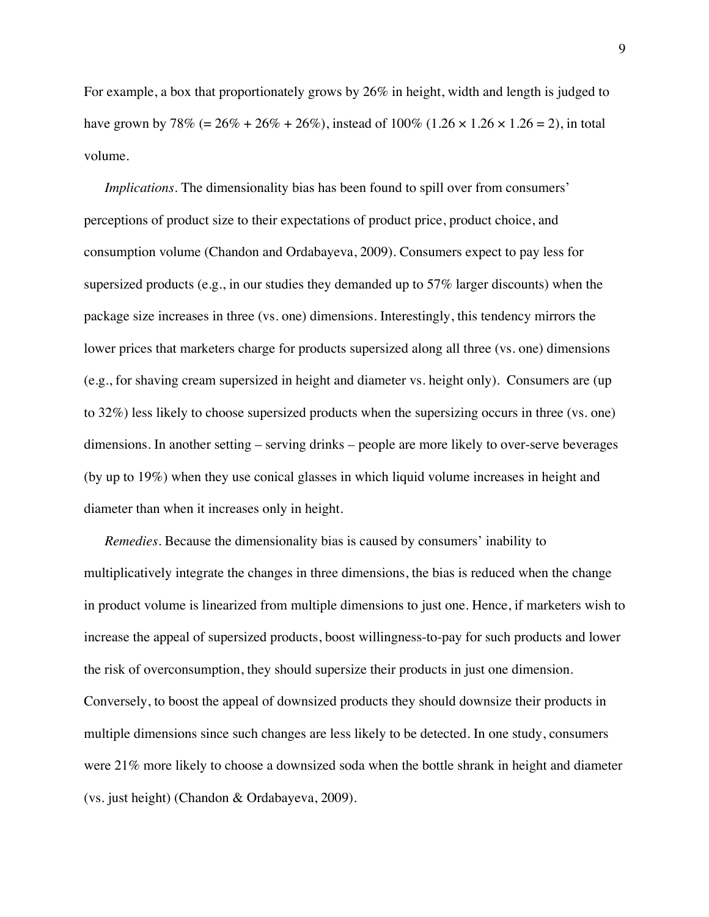For example, a box that proportionately grows by 26% in height, width and length is judged to have grown by 78% (= 26% + 26% + 26%), instead of 100% ($1.26 \times 1.26 \times 1.26 = 2$), in total volume.

*Implications*. The dimensionality bias has been found to spill over from consumers' perceptions of product size to their expectations of product price, product choice, and consumption volume (Chandon and Ordabayeva, 2009). Consumers expect to pay less for supersized products (e.g., in our studies they demanded up to 57% larger discounts) when the package size increases in three (vs. one) dimensions. Interestingly, this tendency mirrors the lower prices that marketers charge for products supersized along all three (vs. one) dimensions (e.g., for shaving cream supersized in height and diameter vs. height only). Consumers are (up to 32%) less likely to choose supersized products when the supersizing occurs in three (vs. one) dimensions. In another setting – serving drinks – people are more likely to over-serve beverages (by up to 19%) when they use conical glasses in which liquid volume increases in height and diameter than when it increases only in height.

*Remedies*. Because the dimensionality bias is caused by consumers' inability to multiplicatively integrate the changes in three dimensions, the bias is reduced when the change in product volume is linearized from multiple dimensions to just one. Hence, if marketers wish to increase the appeal of supersized products, boost willingness-to-pay for such products and lower the risk of overconsumption, they should supersize their products in just one dimension. Conversely, to boost the appeal of downsized products they should downsize their products in multiple dimensions since such changes are less likely to be detected. In one study, consumers were 21% more likely to choose a downsized soda when the bottle shrank in height and diameter (vs. just height) (Chandon & Ordabayeva, 2009).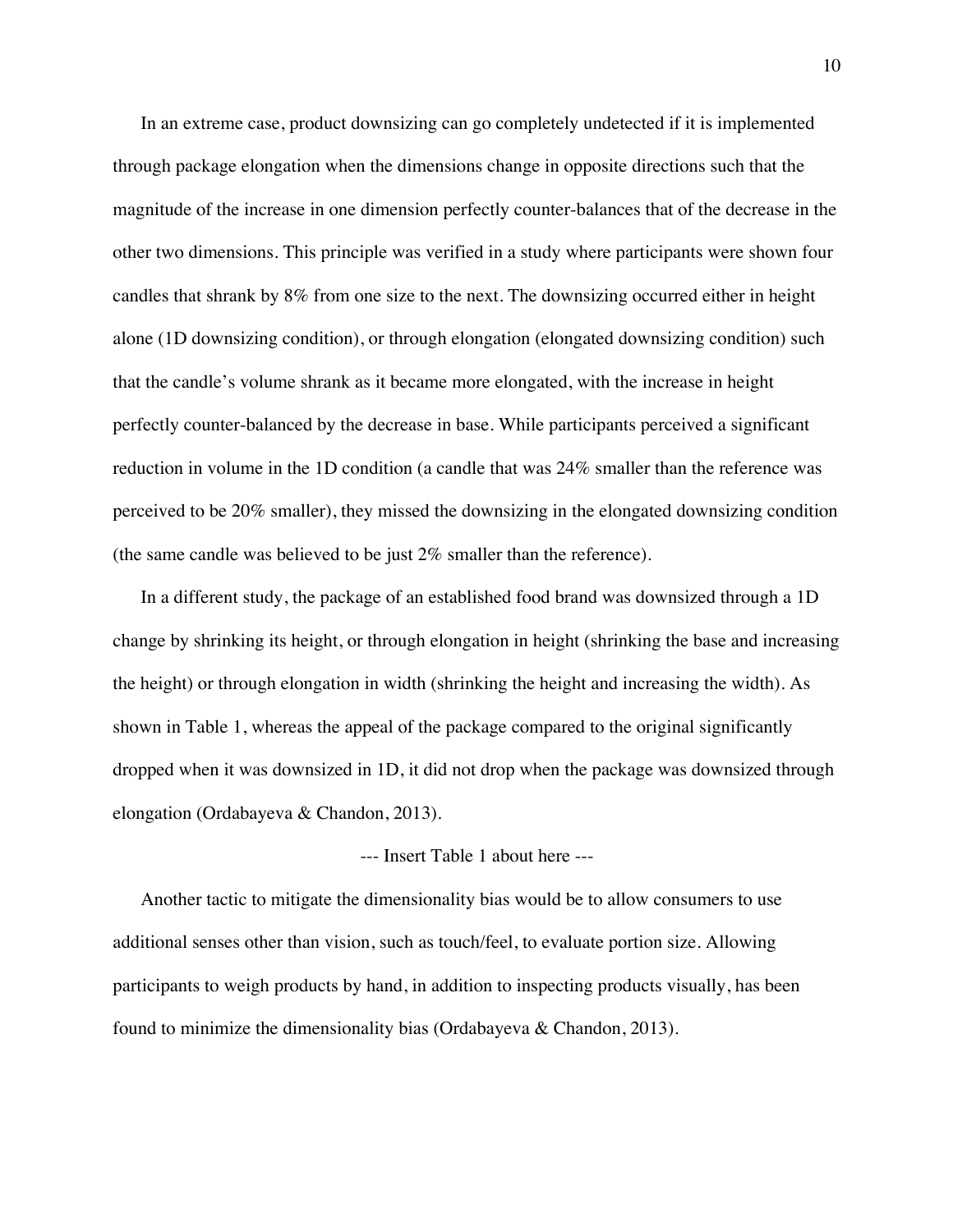In an extreme case, product downsizing can go completely undetected if it is implemented through package elongation when the dimensions change in opposite directions such that the magnitude of the increase in one dimension perfectly counter-balances that of the decrease in the other two dimensions. This principle was verified in a study where participants were shown four candles that shrank by 8% from one size to the next. The downsizing occurred either in height alone (1D downsizing condition), or through elongation (elongated downsizing condition) such that the candle's volume shrank as it became more elongated, with the increase in height perfectly counter-balanced by the decrease in base. While participants perceived a significant reduction in volume in the 1D condition (a candle that was 24% smaller than the reference was perceived to be 20% smaller), they missed the downsizing in the elongated downsizing condition (the same candle was believed to be just 2% smaller than the reference).

In a different study, the package of an established food brand was downsized through a 1D change by shrinking its height, or through elongation in height (shrinking the base and increasing the height) or through elongation in width (shrinking the height and increasing the width). As shown in Table 1, whereas the appeal of the package compared to the original significantly dropped when it was downsized in 1D, it did not drop when the package was downsized through elongation (Ordabayeva & Chandon, 2013).

--- Insert Table 1 about here ---

Another tactic to mitigate the dimensionality bias would be to allow consumers to use additional senses other than vision, such as touch/feel, to evaluate portion size. Allowing participants to weigh products by hand, in addition to inspecting products visually, has been found to minimize the dimensionality bias (Ordabayeva & Chandon, 2013).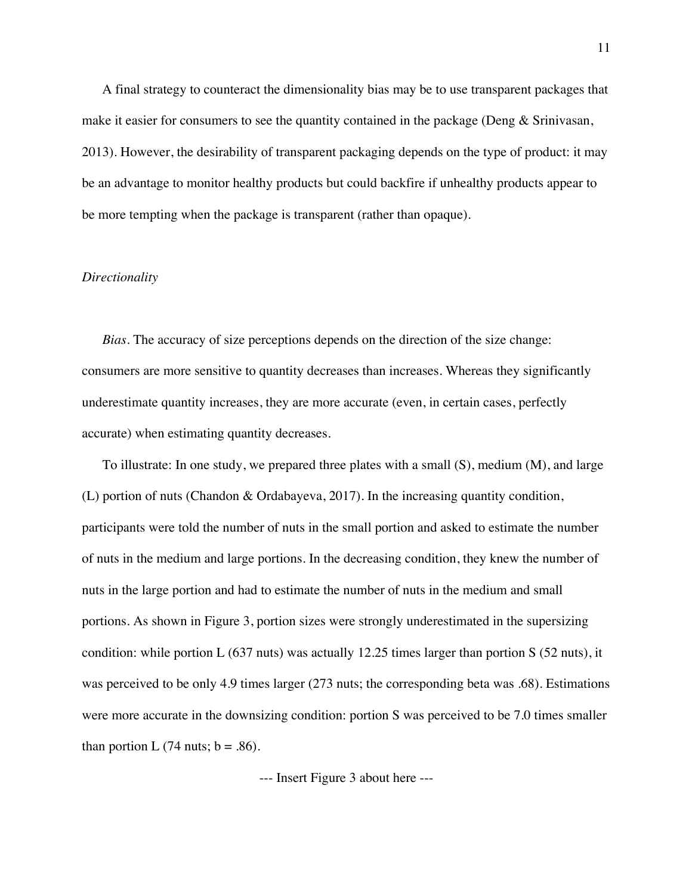A final strategy to counteract the dimensionality bias may be to use transparent packages that make it easier for consumers to see the quantity contained in the package (Deng & Srinivasan, 2013). However, the desirability of transparent packaging depends on the type of product: it may be an advantage to monitor healthy products but could backfire if unhealthy products appear to be more tempting when the package is transparent (rather than opaque).

### *Directionality*

*Bias*. The accuracy of size perceptions depends on the direction of the size change: consumers are more sensitive to quantity decreases than increases. Whereas they significantly underestimate quantity increases, they are more accurate (even, in certain cases, perfectly accurate) when estimating quantity decreases.

To illustrate: In one study, we prepared three plates with a small (S), medium (M), and large (L) portion of nuts (Chandon & Ordabayeva, 2017). In the increasing quantity condition, participants were told the number of nuts in the small portion and asked to estimate the number of nuts in the medium and large portions. In the decreasing condition, they knew the number of nuts in the large portion and had to estimate the number of nuts in the medium and small portions. As shown in Figure 3, portion sizes were strongly underestimated in the supersizing condition: while portion L (637 nuts) was actually 12.25 times larger than portion S (52 nuts), it was perceived to be only 4.9 times larger (273 nuts; the corresponding beta was .68). Estimations were more accurate in the downsizing condition: portion S was perceived to be 7.0 times smaller than portion L (74 nuts; b = .86).

--- Insert Figure 3 about here ---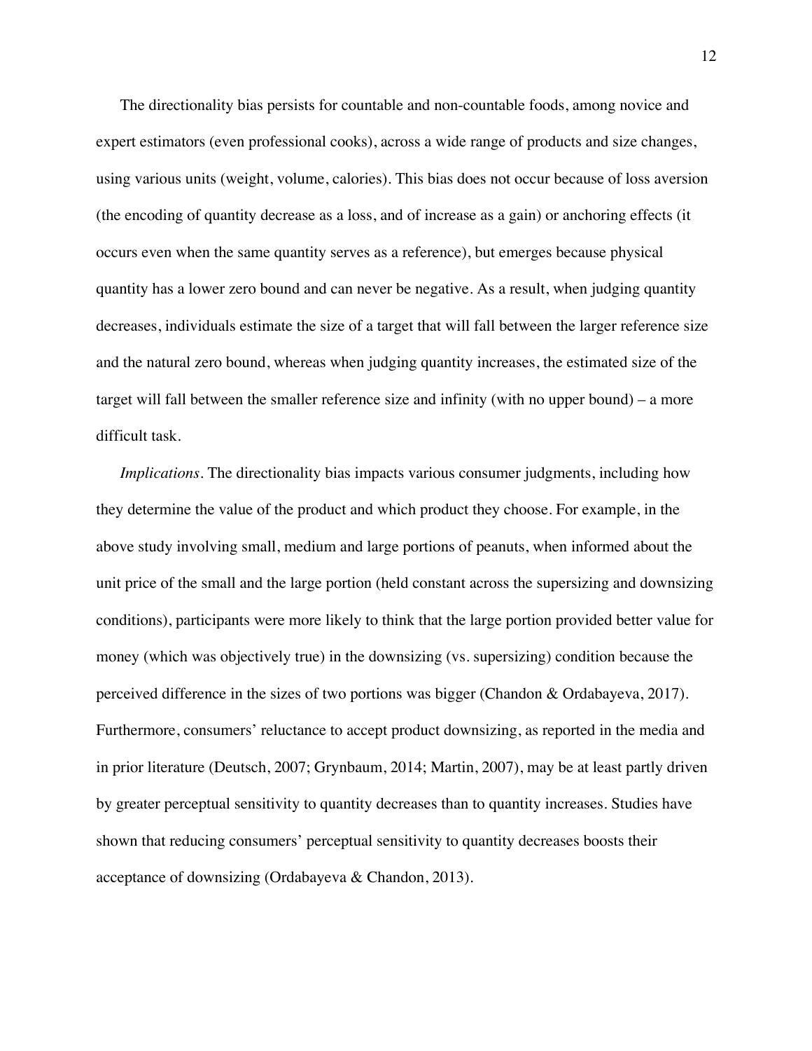The directionality bias persists for countable and non-countable foods, among novice and expert estimators (even professional cooks), across a wide range of products and size changes, using various units (weight, volume, calories). This bias does not occur because of loss aversion (the encoding of quantity decrease as a loss, and of increase as a gain) or anchoring effects (it occurs even when the same quantity serves as a reference), but emerges because physical quantity has a lower zero bound and can never be negative. As a result, when judging quantity decreases, individuals estimate the size of a target that will fall between the larger reference size and the natural zero bound, whereas when judging quantity increases, the estimated size of the target will fall between the smaller reference size and infinity (with no upper bound) – a more difficult task.

*Implications*. The directionality bias impacts various consumer judgments, including how they determine the value of the product and which product they choose. For example, in the above study involving small, medium and large portions of peanuts, when informed about the unit price of the small and the large portion (held constant across the supersizing and downsizing conditions), participants were more likely to think that the large portion provided better value for money (which was objectively true) in the downsizing (vs. supersizing) condition because the perceived difference in the sizes of two portions was bigger (Chandon & Ordabayeva, 2017). Furthermore, consumers' reluctance to accept product downsizing, as reported in the media and in prior literature (Deutsch, 2007; Grynbaum, 2014; Martin, 2007), may be at least partly driven by greater perceptual sensitivity to quantity decreases than to quantity increases. Studies have shown that reducing consumers' perceptual sensitivity to quantity decreases boosts their acceptance of downsizing (Ordabayeva & Chandon, 2013).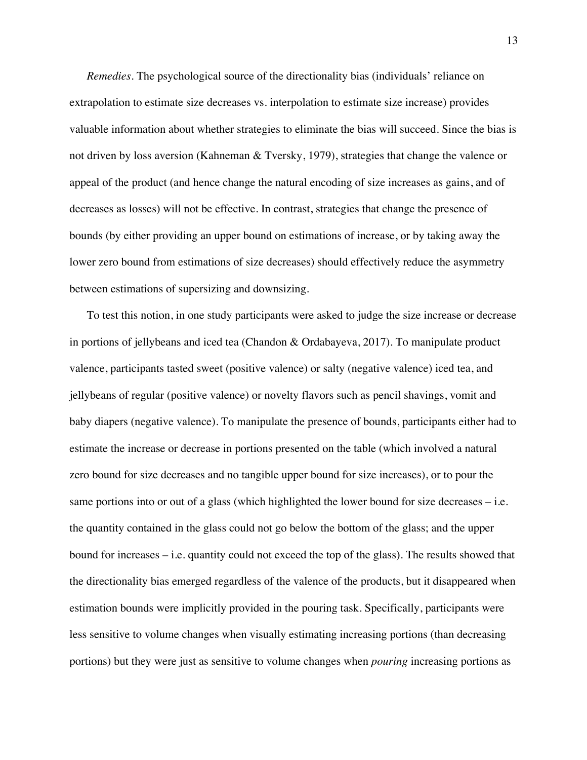*Remedies*. The psychological source of the directionality bias (individuals' reliance on extrapolation to estimate size decreases vs. interpolation to estimate size increase) provides valuable information about whether strategies to eliminate the bias will succeed. Since the bias is not driven by loss aversion (Kahneman & Tversky, 1979), strategies that change the valence or appeal of the product (and hence change the natural encoding of size increases as gains, and of decreases as losses) will not be effective. In contrast, strategies that change the presence of bounds (by either providing an upper bound on estimations of increase, or by taking away the lower zero bound from estimations of size decreases) should effectively reduce the asymmetry between estimations of supersizing and downsizing.

To test this notion, in one study participants were asked to judge the size increase or decrease in portions of jellybeans and iced tea (Chandon & Ordabayeva, 2017). To manipulate product valence, participants tasted sweet (positive valence) or salty (negative valence) iced tea, and jellybeans of regular (positive valence) or novelty flavors such as pencil shavings, vomit and baby diapers (negative valence). To manipulate the presence of bounds, participants either had to estimate the increase or decrease in portions presented on the table (which involved a natural zero bound for size decreases and no tangible upper bound for size increases), or to pour the same portions into or out of a glass (which highlighted the lower bound for size decreases – i.e. the quantity contained in the glass could not go below the bottom of the glass; and the upper bound for increases – i.e. quantity could not exceed the top of the glass). The results showed that the directionality bias emerged regardless of the valence of the products, but it disappeared when estimation bounds were implicitly provided in the pouring task. Specifically, participants were less sensitive to volume changes when visually estimating increasing portions (than decreasing portions) but they were just as sensitive to volume changes when *pouring* increasing portions as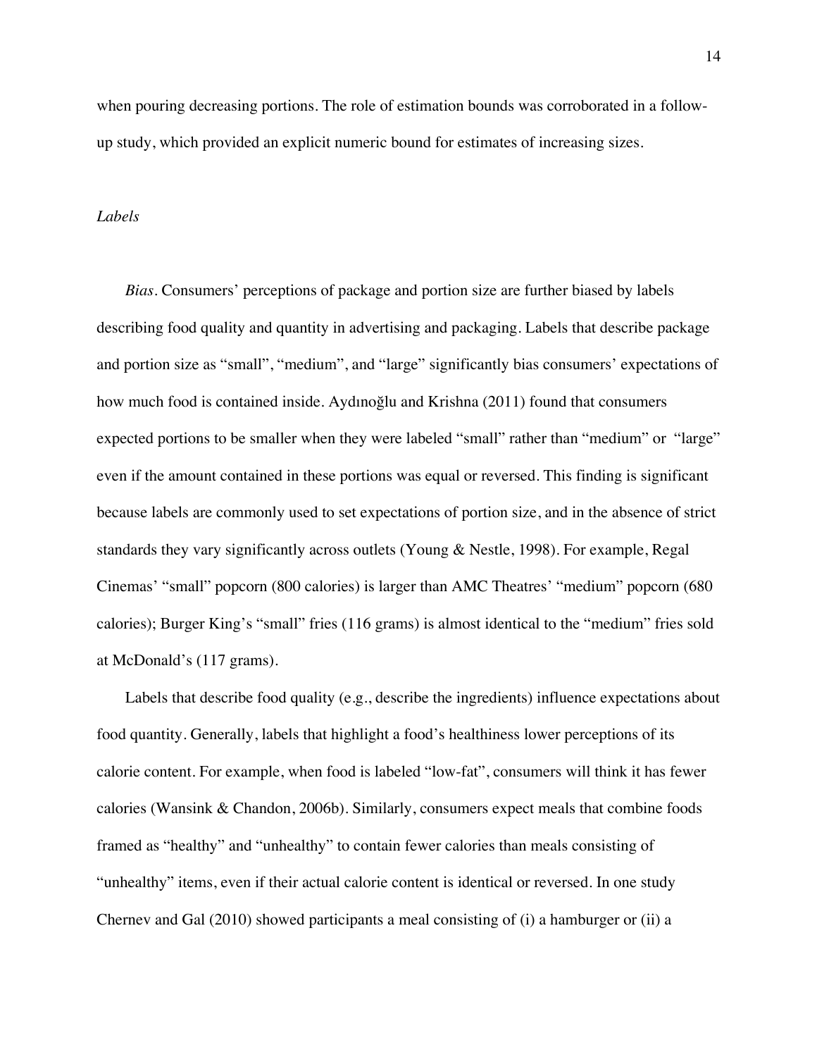when pouring decreasing portions. The role of estimation bounds was corroborated in a follow-up study, which provided an explicit numeric bound for estimates of increasing sizes.

### *Labels*

*Bias*. Consumers' perceptions of package and portion size are further biased by labels describing food quality and quantity in advertising and packaging. Labels that describe package and portion size as "small", "medium", and "large" significantly bias consumers' expectations of how much food is contained inside. Aydınoğlu and Krishna (2011) found that consumers expected portions to be smaller when they were labeled "small" rather than "medium" or "large" even if the amount contained in these portions was equal or reversed. This finding is significant because labels are commonly used to set expectations of portion size, and in the absence of strict standards they vary significantly across outlets (Young & Nestle, 1998). For example, Regal Cinemas' "small" popcorn (800 calories) is larger than AMC Theatres' "medium" popcorn (680 calories); Burger King's "small" fries (116 grams) is almost identical to the "medium" fries sold at McDonald's (117 grams).

Labels that describe food quality (e.g., describe the ingredients) influence expectations about food quantity. Generally, labels that highlight a food's healthiness lower perceptions of its calorie content. For example, when food is labeled "low-fat", consumers will think it has fewer calories (Wansink & Chandon, 2006b). Similarly, consumers expect meals that combine foods framed as "healthy" and "unhealthy" to contain fewer calories than meals consisting of "unhealthy" items, even if their actual calorie content is identical or reversed. In one study Chernev and Gal (2010) showed participants a meal consisting of (i) a hamburger or (ii) a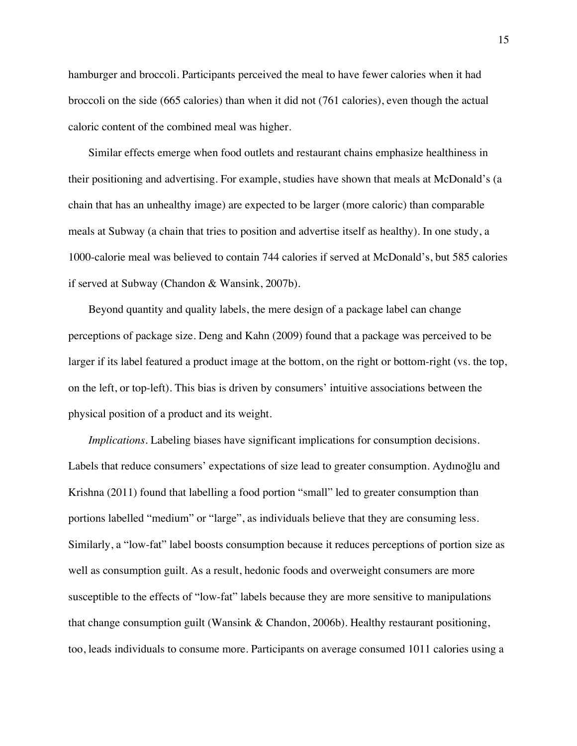hamburger and broccoli. Participants perceived the meal to have fewer calories when it had broccoli on the side (665 calories) than when it did not (761 calories), even though the actual caloric content of the combined meal was higher.

Similar effects emerge when food outlets and restaurant chains emphasize healthiness in their positioning and advertising. For example, studies have shown that meals at McDonald's (a chain that has an unhealthy image) are expected to be larger (more caloric) than comparable meals at Subway (a chain that tries to position and advertise itself as healthy). In one study, a 1000-calorie meal was believed to contain 744 calories if served at McDonald's, but 585 calories if served at Subway (Chandon & Wansink, 2007b).

Beyond quantity and quality labels, the mere design of a package label can change perceptions of package size. Deng and Kahn (2009) found that a package was perceived to be larger if its label featured a product image at the bottom, on the right or bottom-right (vs. the top, on the left, or top-left). This bias is driven by consumers' intuitive associations between the physical position of a product and its weight.

*Implications*. Labeling biases have significant implications for consumption decisions. Labels that reduce consumers' expectations of size lead to greater consumption. Aydınoğlu and Krishna (2011) found that labelling a food portion "small" led to greater consumption than portions labelled "medium" or "large", as individuals believe that they are consuming less. Similarly, a "low-fat" label boosts consumption because it reduces perceptions of portion size as well as consumption guilt. As a result, hedonic foods and overweight consumers are more susceptible to the effects of "low-fat" labels because they are more sensitive to manipulations that change consumption guilt (Wansink & Chandon, 2006b). Healthy restaurant positioning, too, leads individuals to consume more. Participants on average consumed 1011 calories using a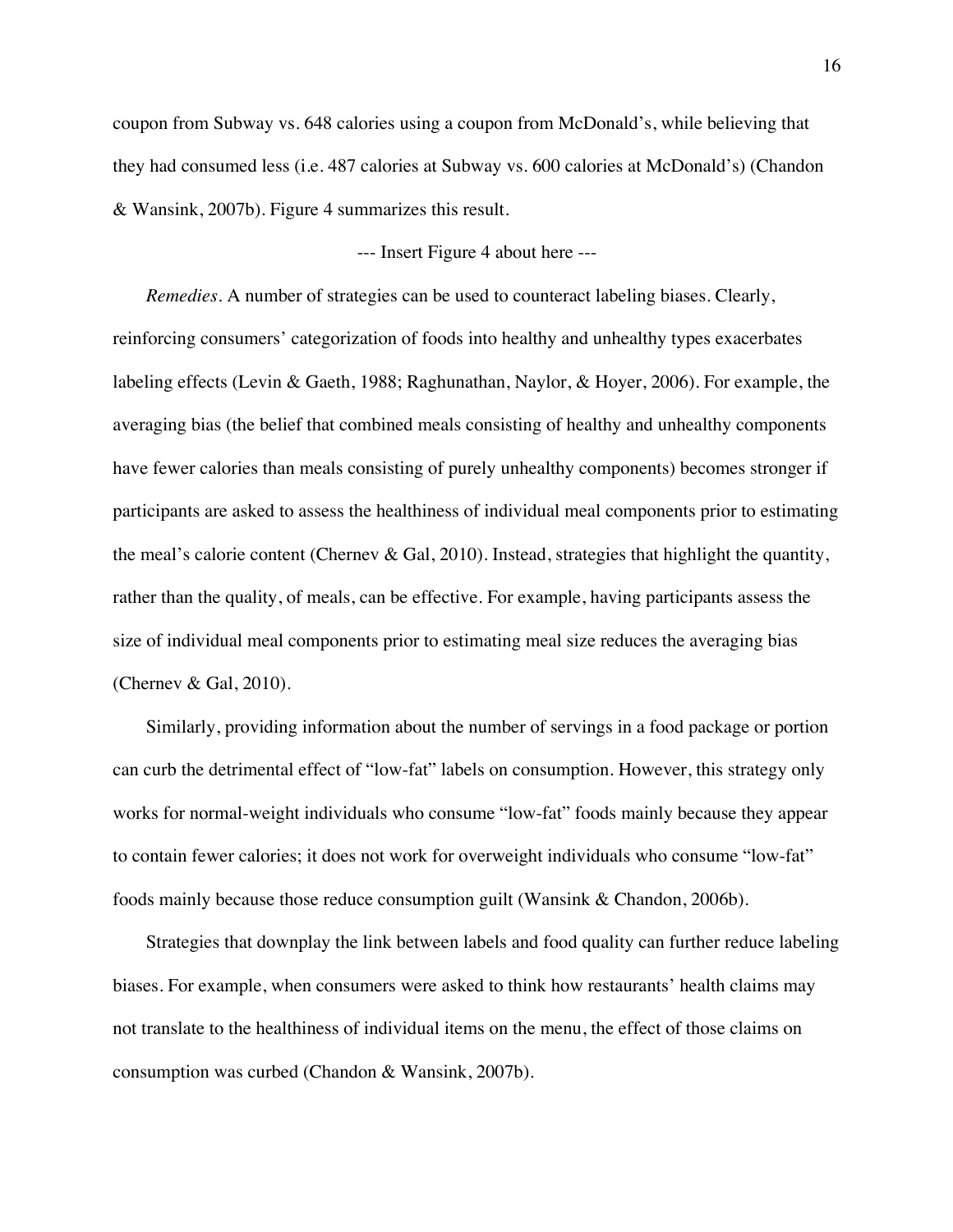coupon from Subway vs. 648 calories using a coupon from McDonald's, while believing that they had consumed less (i.e. 487 calories at Subway vs. 600 calories at McDonald's) (Chandon & Wansink, 2007b). Figure 4 summarizes this result.

--- Insert Figure 4 about here ---

*Remedies*. A number of strategies can be used to counteract labeling biases. Clearly, reinforcing consumers' categorization of foods into healthy and unhealthy types exacerbates labeling effects (Levin & Gaeth, 1988; Raghunathan, Naylor, & Hoyer, 2006). For example, the averaging bias (the belief that combined meals consisting of healthy and unhealthy components have fewer calories than meals consisting of purely unhealthy components) becomes stronger if participants are asked to assess the healthiness of individual meal components prior to estimating the meal's calorie content (Chernev & Gal, 2010). Instead, strategies that highlight the quantity, rather than the quality, of meals, can be effective. For example, having participants assess the size of individual meal components prior to estimating meal size reduces the averaging bias (Chernev & Gal, 2010).

Similarly, providing information about the number of servings in a food package or portion can curb the detrimental effect of "low-fat" labels on consumption. However, this strategy only works for normal-weight individuals who consume "low-fat" foods mainly because they appear to contain fewer calories; it does not work for overweight individuals who consume "low-fat" foods mainly because those reduce consumption guilt (Wansink & Chandon, 2006b).

Strategies that downplay the link between labels and food quality can further reduce labeling biases. For example, when consumers were asked to think how restaurants' health claims may not translate to the healthiness of individual items on the menu, the effect of those claims on consumption was curbed (Chandon & Wansink, 2007b).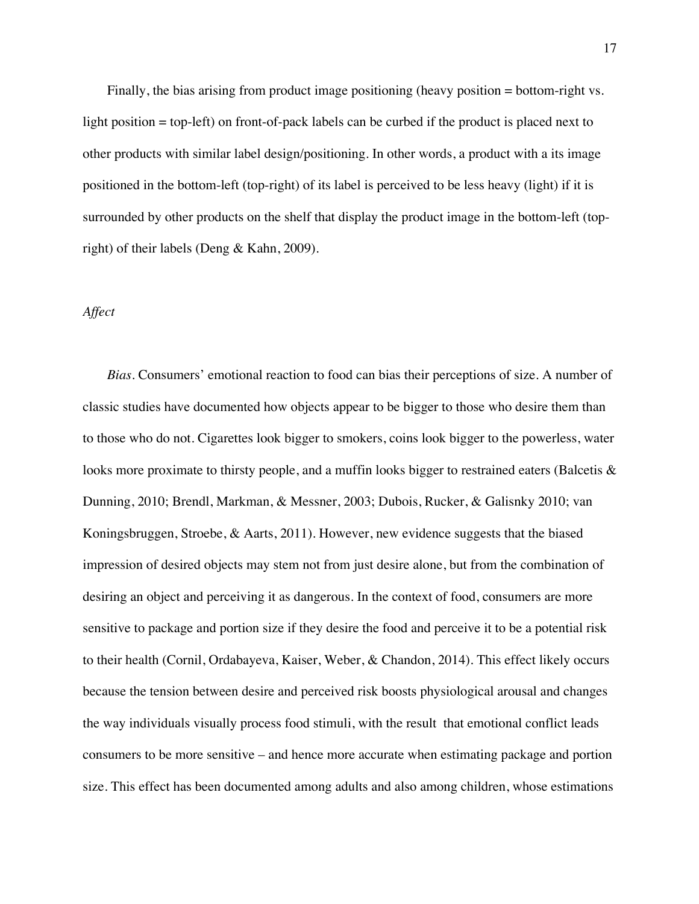Finally, the bias arising from product image positioning (heavy position = bottom-right vs. light position = top-left) on front-of-pack labels can be curbed if the product is placed next to other products with similar label design/positioning. In other words, a product with a its image positioned in the bottom-left (top-right) of its label is perceived to be less heavy (light) if it is surrounded by other products on the shelf that display the product image in the bottom-left (top-right) of their labels (Deng & Kahn, 2009).

*Affect*

*Bias*. Consumers' emotional reaction to food can bias their perceptions of size. A number of classic studies have documented how objects appear to be bigger to those who desire them than to those who do not. Cigarettes look bigger to smokers, coins look bigger to the powerless, water looks more proximate to thirsty people, and a muffin looks bigger to restrained eaters (Balcetis & Dunning, 2010; Brendl, Markman, & Messner, 2003; Dubois, Rucker, & Galisnky 2010; van Koningsbruggen, Stroebe, & Aarts, 2011). However, new evidence suggests that the biased impression of desired objects may stem not from just desire alone, but from the combination of desiring an object and perceiving it as dangerous. In the context of food, consumers are more sensitive to package and portion size if they desire the food and perceive it to be a potential risk to their health (Cornil, Ordabayeva, Kaiser, Weber, & Chandon, 2014). This effect likely occurs because the tension between desire and perceived risk boosts physiological arousal and changes the way individuals visually process food stimuli, with the result that emotional conflict leads consumers to be more sensitive – and hence more accurate when estimating package and portion size. This effect has been documented among adults and also among children, whose estimations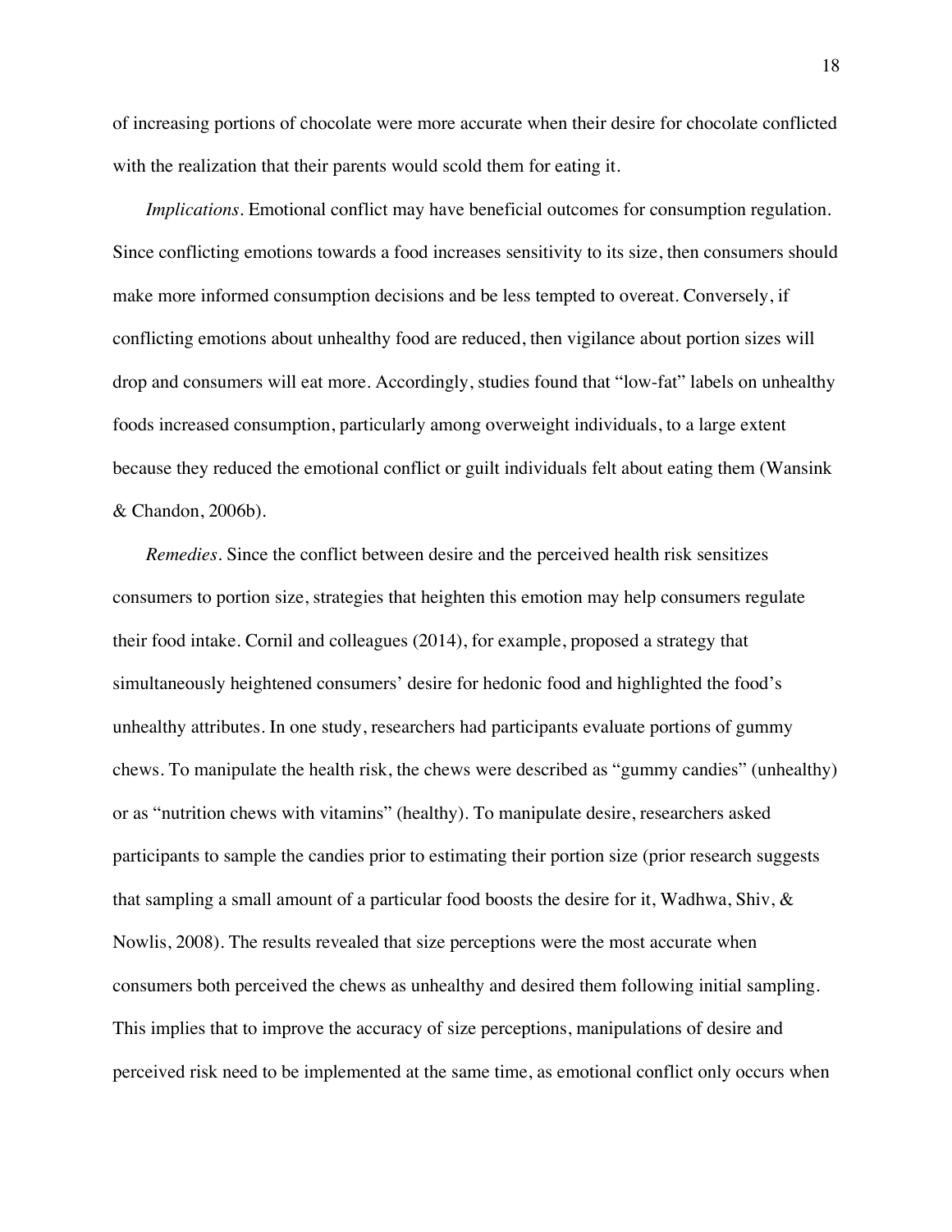of increasing portions of chocolate were more accurate when their desire for chocolate conflicted with the realization that their parents would scold them for eating it.

*Implications*. Emotional conflict may have beneficial outcomes for consumption regulation. Since conflicting emotions towards a food increases sensitivity to its size, then consumers should make more informed consumption decisions and be less tempted to overeat. Conversely, if conflicting emotions about unhealthy food are reduced, then vigilance about portion sizes will drop and consumers will eat more. Accordingly, studies found that "low-fat" labels on unhealthy foods increased consumption, particularly among overweight individuals, to a large extent because they reduced the emotional conflict or guilt individuals felt about eating them (Wansink & Chandon, 2006b).

*Remedies*. Since the conflict between desire and the perceived health risk sensitizes consumers to portion size, strategies that heighten this emotion may help consumers regulate their food intake. Cornil and colleagues (2014), for example, proposed a strategy that simultaneously heightened consumers' desire for hedonic food and highlighted the food's unhealthy attributes. In one study, researchers had participants evaluate portions of gummy chews. To manipulate the health risk, the chews were described as "gummy candies" (unhealthy) or as "nutrition chews with vitamins" (healthy). To manipulate desire, researchers asked participants to sample the candies prior to estimating their portion size (prior research suggests that sampling a small amount of a particular food boosts the desire for it, Wadhwa, Shiv, & Nowlis, 2008). The results revealed that size perceptions were the most accurate when consumers both perceived the chews as unhealthy and desired them following initial sampling. This implies that to improve the accuracy of size perceptions, manipulations of desire and perceived risk need to be implemented at the same time, as emotional conflict only occurs when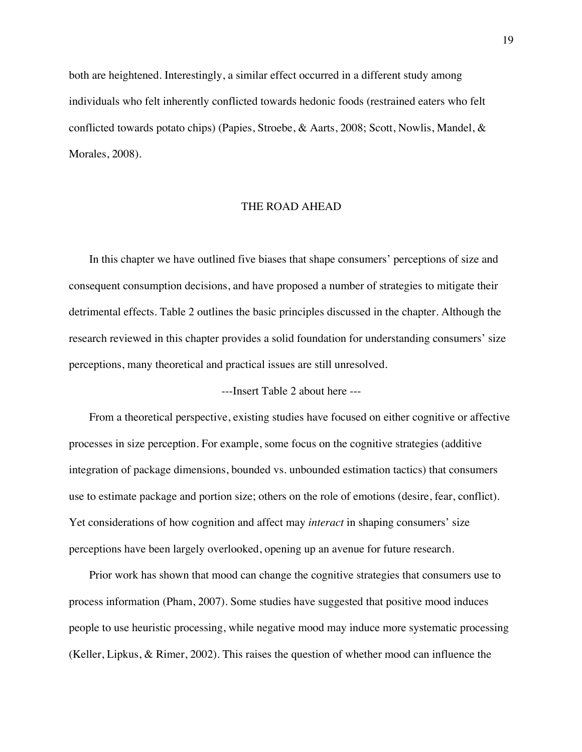both are heightened. Interestingly, a similar effect occurred in a different study among individuals who felt inherently conflicted towards hedonic foods (restrained eaters who felt conflicted towards potato chips) (Papies, Stroebe, & Aarts, 2008; Scott, Nowlis, Mandel, & Morales, 2008).

## THE ROAD AHEAD

In this chapter we have outlined five biases that shape consumers' perceptions of size and consequent consumption decisions, and have proposed a number of strategies to mitigate their detrimental effects. Table 2 outlines the basic principles discussed in the chapter. Although the research reviewed in this chapter provides a solid foundation for understanding consumers' size perceptions, many theoretical and practical issues are still unresolved.

---Insert Table 2 about here ---

From a theoretical perspective, existing studies have focused on either cognitive or affective processes in size perception. For example, some focus on the cognitive strategies (additive integration of package dimensions, bounded vs. unbounded estimation tactics) that consumers use to estimate package and portion size; others on the role of emotions (desire, fear, conflict). Yet considerations of how cognition and affect may *interact* in shaping consumers' size perceptions have been largely overlooked, opening up an avenue for future research.

Prior work has shown that mood can change the cognitive strategies that consumers use to process information (Pham, 2007). Some studies have suggested that positive mood induces people to use heuristic processing, while negative mood may induce more systematic processing (Keller, Lipkus, & Rimer, 2002). This raises the question of whether mood can influence the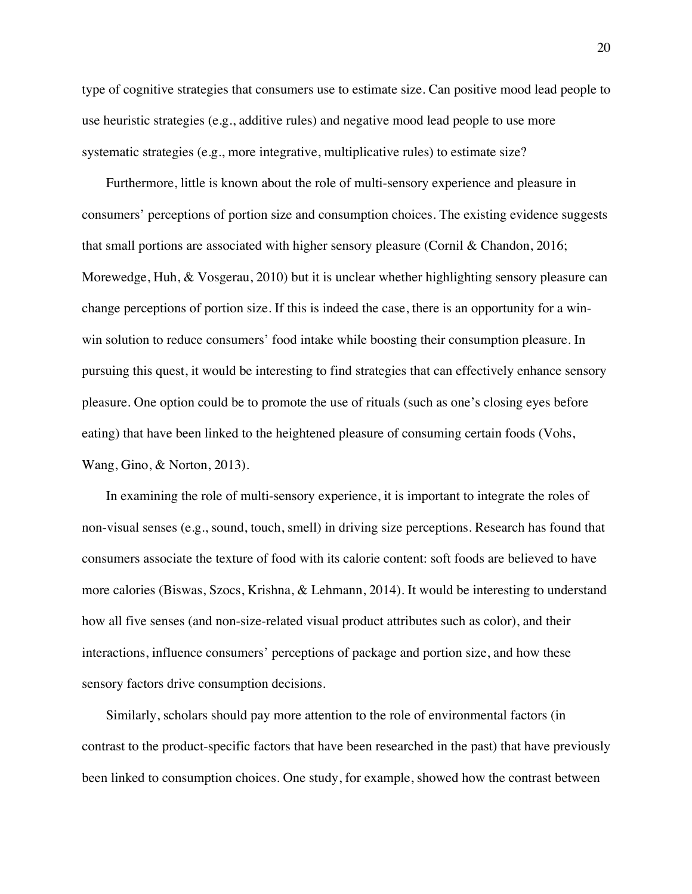type of cognitive strategies that consumers use to estimate size. Can positive mood lead people to use heuristic strategies (e.g., additive rules) and negative mood lead people to use more systematic strategies (e.g., more integrative, multiplicative rules) to estimate size?

Furthermore, little is known about the role of multi-sensory experience and pleasure in consumers' perceptions of portion size and consumption choices. The existing evidence suggests that small portions are associated with higher sensory pleasure (Cornil & Chandon, 2016; Morewedge, Huh, & Vosgerau, 2010) but it is unclear whether highlighting sensory pleasure can change perceptions of portion size. If this is indeed the case, there is an opportunity for a win-win solution to reduce consumers' food intake while boosting their consumption pleasure. In pursuing this quest, it would be interesting to find strategies that can effectively enhance sensory pleasure. One option could be to promote the use of rituals (such as one's closing eyes before eating) that have been linked to the heightened pleasure of consuming certain foods (Vohs, Wang, Gino, & Norton, 2013).

In examining the role of multi-sensory experience, it is important to integrate the roles of non-visual senses (e.g., sound, touch, smell) in driving size perceptions. Research has found that consumers associate the texture of food with its calorie content: soft foods are believed to have more calories (Biswas, Szocs, Krishna, & Lehmann, 2014). It would be interesting to understand how all five senses (and non-size-related visual product attributes such as color), and their interactions, influence consumers' perceptions of package and portion size, and how these sensory factors drive consumption decisions.

Similarly, scholars should pay more attention to the role of environmental factors (in contrast to the product-specific factors that have been researched in the past) that have previously been linked to consumption choices. One study, for example, showed how the contrast between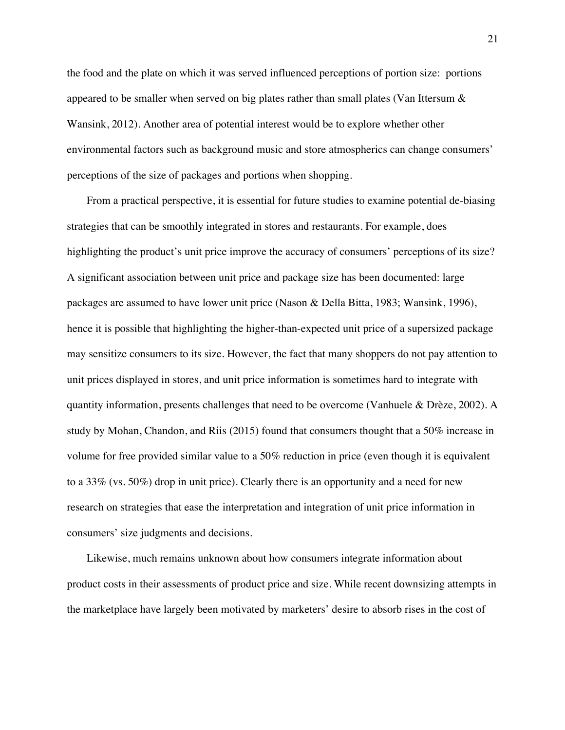the food and the plate on which it was served influenced perceptions of portion size: portions appeared to be smaller when served on big plates rather than small plates (Van Ittersum & Wansink, 2012). Another area of potential interest would be to explore whether other environmental factors such as background music and store atmospherics can change consumers' perceptions of the size of packages and portions when shopping.

From a practical perspective, it is essential for future studies to examine potential de-biasing strategies that can be smoothly integrated in stores and restaurants. For example, does highlighting the product's unit price improve the accuracy of consumers' perceptions of its size? A significant association between unit price and package size has been documented: large packages are assumed to have lower unit price (Nason & Della Bitta, 1983; Wansink, 1996), hence it is possible that highlighting the higher-than-expected unit price of a supersized package may sensitize consumers to its size. However, the fact that many shoppers do not pay attention to unit prices displayed in stores, and unit price information is sometimes hard to integrate with quantity information, presents challenges that need to be overcome (Vanhuele & Drèze, 2002). A study by Mohan, Chandon, and Riis (2015) found that consumers thought that a 50% increase in volume for free provided similar value to a 50% reduction in price (even though it is equivalent to a 33% (vs. 50%) drop in unit price). Clearly there is an opportunity and a need for new research on strategies that ease the interpretation and integration of unit price information in consumers' size judgments and decisions.

Likewise, much remains unknown about how consumers integrate information about product costs in their assessments of product price and size. While recent downsizing attempts in the marketplace have largely been motivated by marketers' desire to absorb rises in the cost of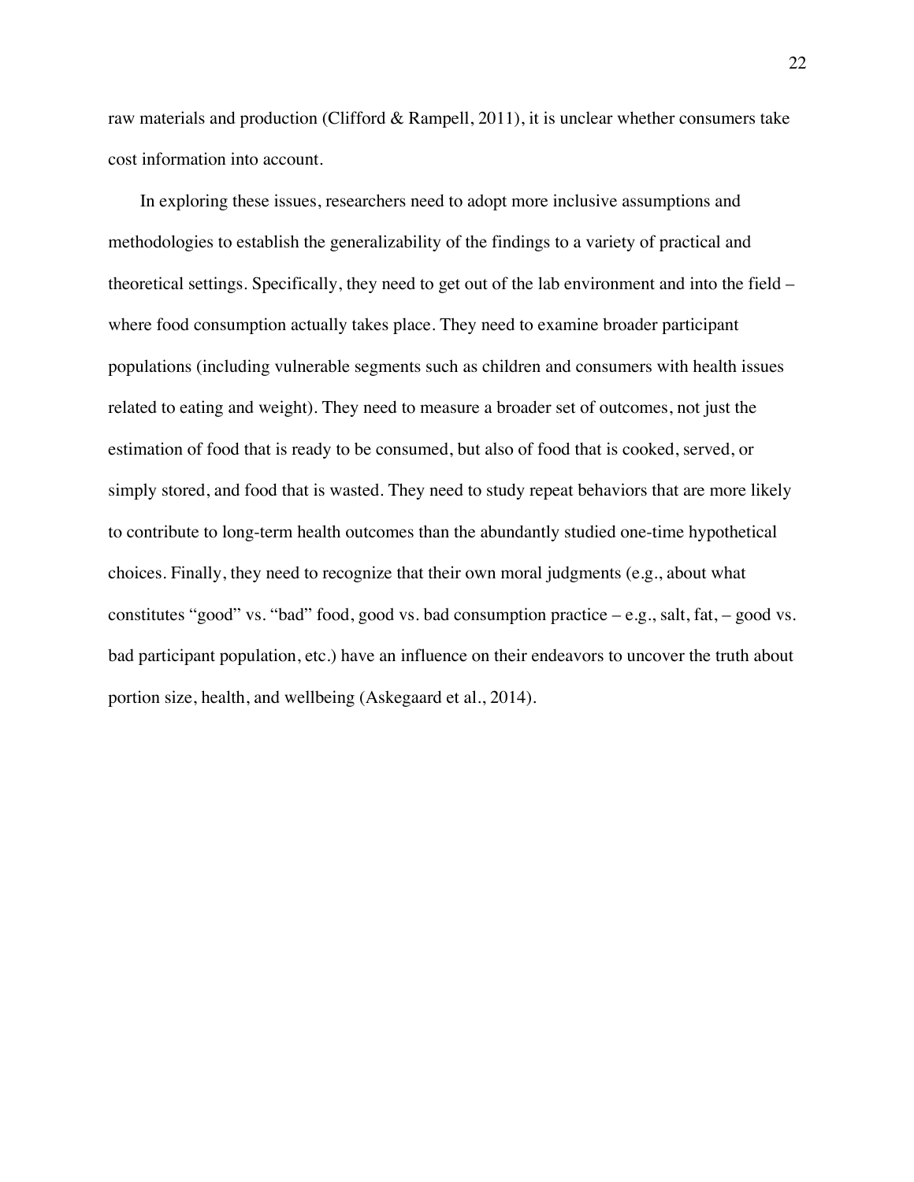raw materials and production (Clifford & Rampell, 2011), it is unclear whether consumers take cost information into account.

In exploring these issues, researchers need to adopt more inclusive assumptions and methodologies to establish the generalizability of the findings to a variety of practical and theoretical settings. Specifically, they need to get out of the lab environment and into the field – where food consumption actually takes place. They need to examine broader participant populations (including vulnerable segments such as children and consumers with health issues related to eating and weight). They need to measure a broader set of outcomes, not just the estimation of food that is ready to be consumed, but also of food that is cooked, served, or simply stored, and food that is wasted. They need to study repeat behaviors that are more likely to contribute to long-term health outcomes than the abundantly studied one-time hypothetical choices. Finally, they need to recognize that their own moral judgments (e.g., about what constitutes "good" vs. "bad" food, good vs. bad consumption practice – e.g., salt, fat, – good vs. bad participant population, etc.) have an influence on their endeavors to uncover the truth about portion size, health, and wellbeing (Askegaard et al., 2014).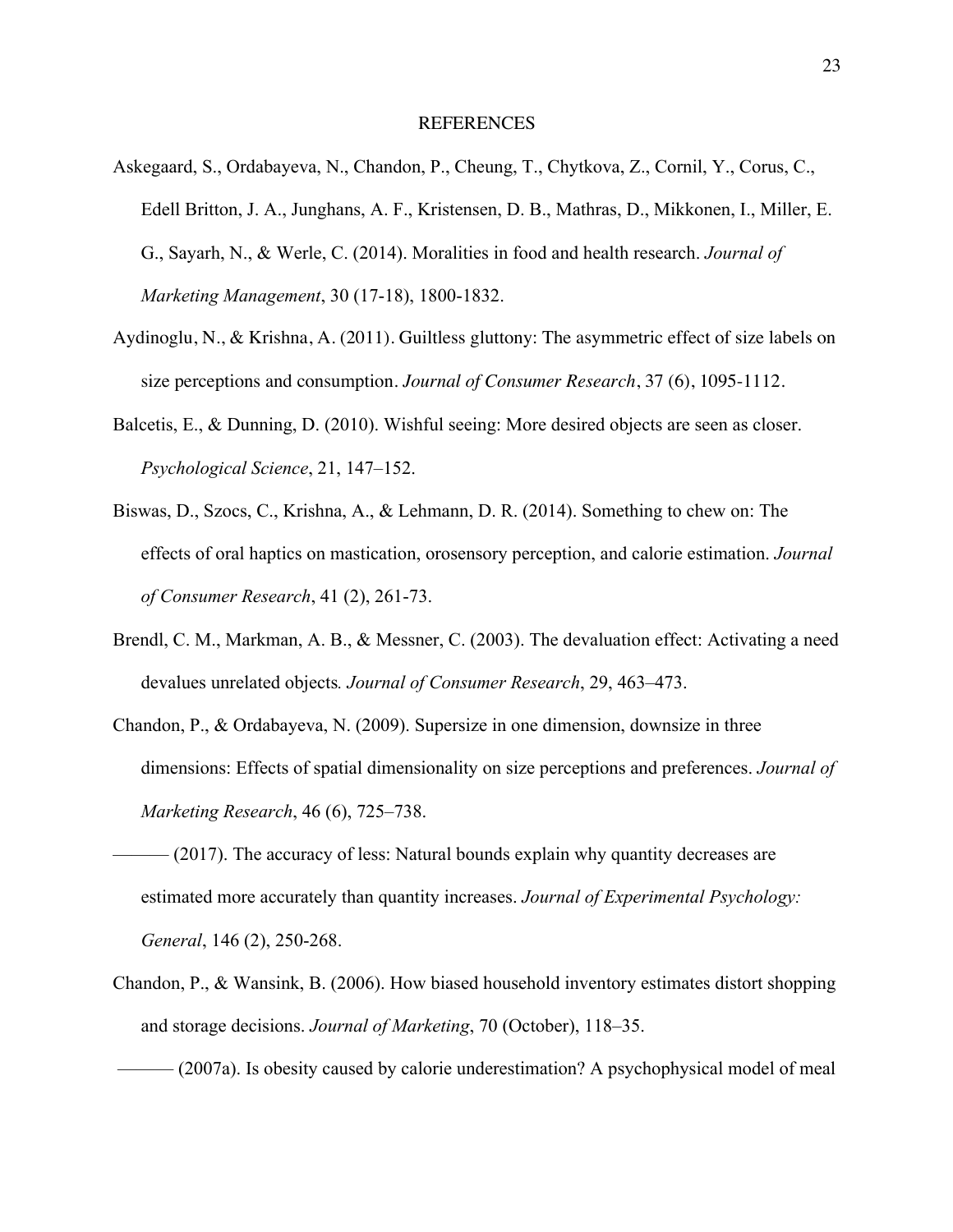## REFERENCES

Askegaard, S., Ordabayeva, N., Chandon, P., Cheung, T., Chytkova, Z., Cornil, Y., Corus, C., Edell Britton, J. A., Junghans, A. F., Kristensen, D. B., Mathras, D., Mikkonen, I., Miller, E. G., Sayarh, N., & Werle, C. (2014). Moralities in food and health research. *Journal of Marketing Management*, 30 (17-18), 1800-1832.

Aydinoglu, N., & Krishna, A. (2011). Guiltless gluttony: The asymmetric effect of size labels on size perceptions and consumption. *Journal of Consumer Research*, 37 (6), 1095-1112.

Balcetis, E., & Dunning, D. (2010). Wishful seeing: More desired objects are seen as closer. *Psychological Science*, 21, 147–152.

Biswas, D., Szocs, C., Krishna, A., & Lehmann, D. R. (2014). Something to chew on: The effects of oral haptics on mastication, orosensory perception, and calorie estimation. *Journal of Consumer Research*, 41 (2), 261-73.

Brendl, C. M., Markman, A. B., & Messner, C. (2003). The devaluation effect: Activating a need devalues unrelated objects*. Journal of Consumer Research*, 29, 463–473.

Chandon, P., & Ordabayeva, N. (2009). Supersize in one dimension, downsize in three dimensions: Effects of spatial dimensionality on size perceptions and preferences. *Journal of Marketing Research*, 46 (6), 725–738.

——— (2017). The accuracy of less: Natural bounds explain why quantity decreases are estimated more accurately than quantity increases. *Journal of Experimental Psychology: General*, 146 (2), 250-268.

Chandon, P., & Wansink, B. (2006). How biased household inventory estimates distort shopping and storage decisions. *Journal of Marketing*, 70 (October), 118–35.

——— (2007a). Is obesity caused by calorie underestimation? A psychophysical model of meal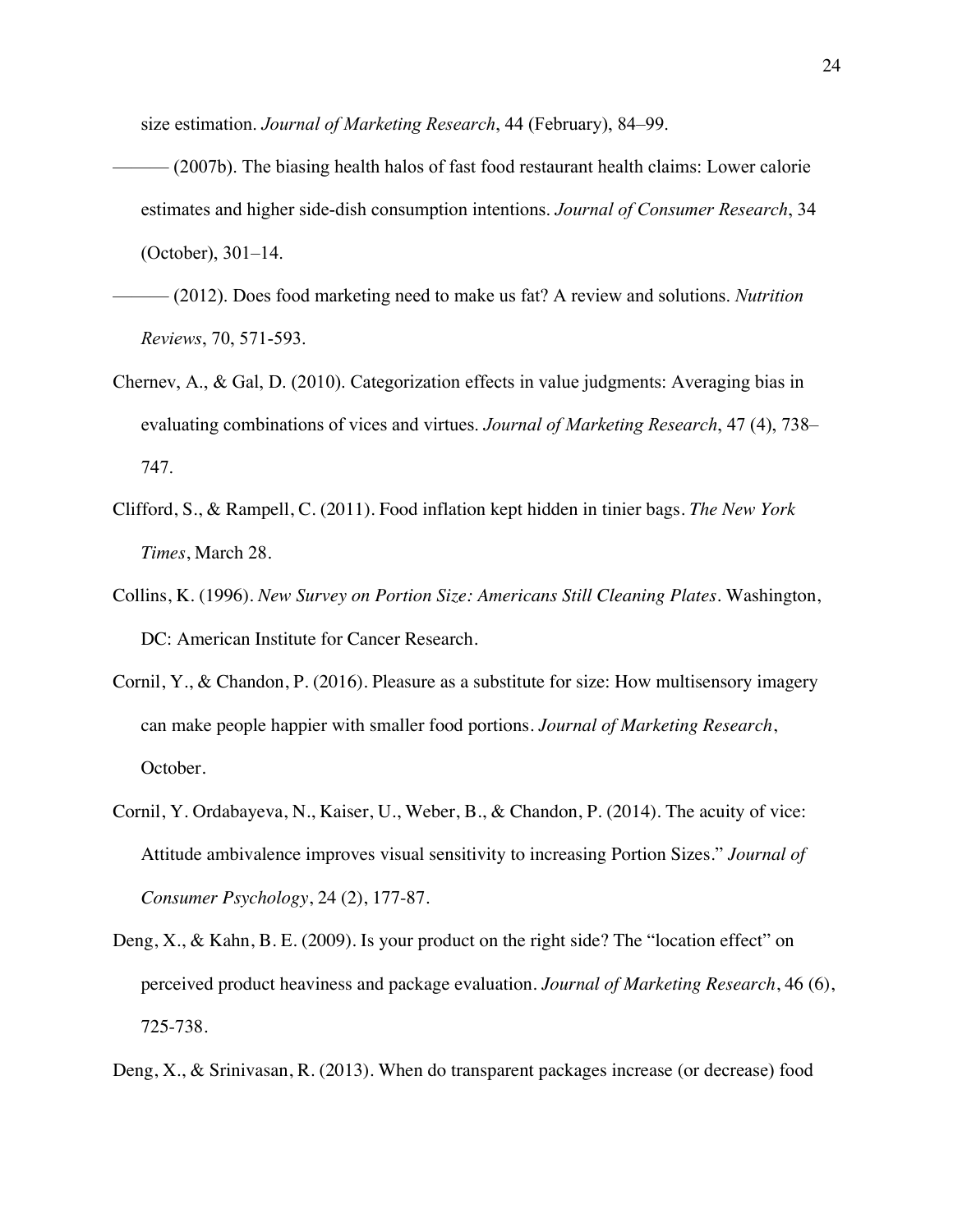size estimation. *Journal of Marketing Research*, 44 (February), 84–99.

——— (2007b). The biasing health halos of fast food restaurant health claims: Lower calorie estimates and higher side-dish consumption intentions. *Journal of Consumer Research*, 34 (October), 301–14.

——— (2012). Does food marketing need to make us fat? A review and solutions. *Nutrition Reviews*, 70, 571-593.

Chernev, A., & Gal, D. (2010). Categorization effects in value judgments: Averaging bias in evaluating combinations of vices and virtues. *Journal of Marketing Research*, 47 (4), 738–747.

Clifford, S., & Rampell, C. (2011). Food inflation kept hidden in tinier bags. *The New York Times*, March 28.

Collins, K. (1996). *New Survey on Portion Size: Americans Still Cleaning Plates*. Washington, DC: American Institute for Cancer Research.

Cornil, Y., & Chandon, P. (2016). Pleasure as a substitute for size: How multisensory imagery can make people happier with smaller food portions. *Journal of Marketing Research*, October.

Cornil, Y. Ordabayeva, N., Kaiser, U., Weber, B., & Chandon, P. (2014). The acuity of vice: Attitude ambivalence improves visual sensitivity to increasing Portion Sizes." *Journal of Consumer Psychology*, 24 (2), 177-87.

Deng, X., & Kahn, B. E. (2009). Is your product on the right side? The "location effect" on perceived product heaviness and package evaluation. *Journal of Marketing Research*, 46 (6), 725-738.

Deng, X., & Srinivasan, R. (2013). When do transparent packages increase (or decrease) food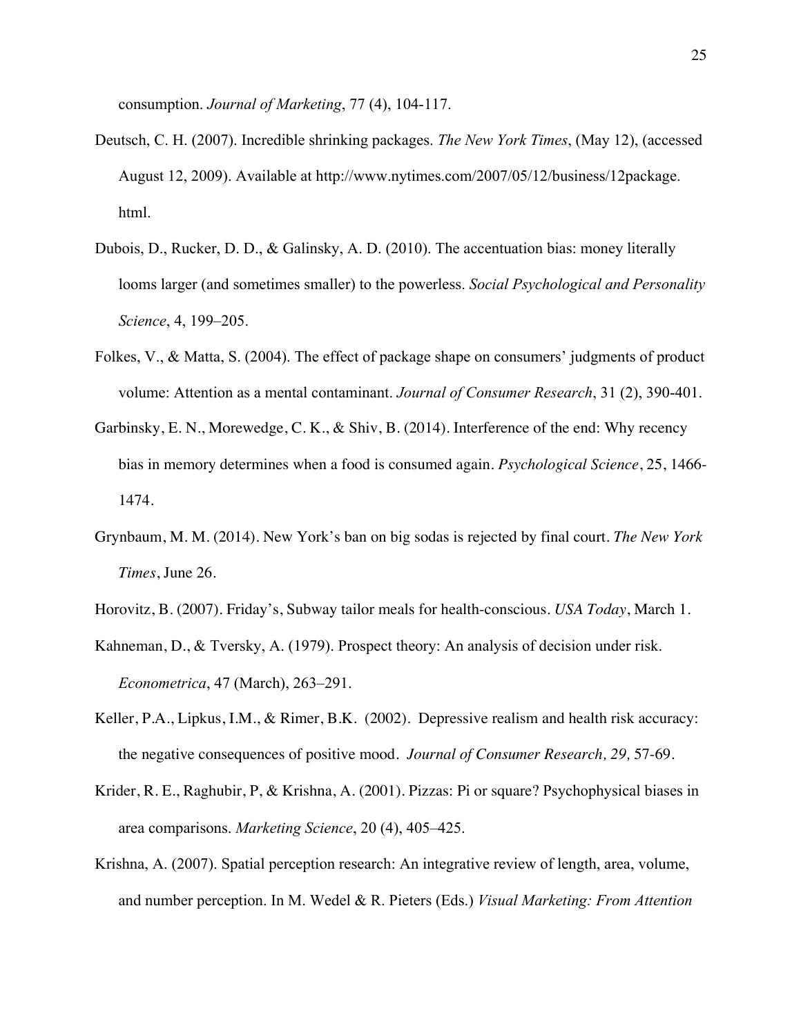consumption. *Journal of Marketing*, 77 (4), 104-117.

Deutsch, C. H. (2007). Incredible shrinking packages. *The New York Times*, (May 12), (accessed August 12, 2009). Available at http://www.nytimes.com/2007/05/12/business/12package.html.

Dubois, D., Rucker, D. D., & Galinsky, A. D. (2010). The accentuation bias: money literally looms larger (and sometimes smaller) to the powerless. *Social Psychological and Personality Science*, 4, 199–205.

Folkes, V., & Matta, S. (2004). The effect of package shape on consumers' judgments of product volume: Attention as a mental contaminant. *Journal of Consumer Research*, 31 (2), 390-401.

Garbinsky, E. N., Morewedge, C. K., & Shiv, B. (2014). Interference of the end: Why recency bias in memory determines when a food is consumed again. *Psychological Science*, 25, 1466-1474.

Grynbaum, M. M. (2014). New York's ban on big sodas is rejected by final court. *The New York Times*, June 26.

Horovitz, B. (2007). Friday's, Subway tailor meals for health-conscious. *USA Today*, March 1.

Kahneman, D., & Tversky, A. (1979). Prospect theory: An analysis of decision under risk. *Econometrica*, 47 (March), 263–291.

Keller, P.A., Lipkus, I.M., & Rimer, B.K. (2002). Depressive realism and health risk accuracy: the negative consequences of positive mood. *Journal of Consumer Research, 29,* 57-69.

Krider, R. E., Raghubir, P, & Krishna, A. (2001). Pizzas: Pi or square? Psychophysical biases in area comparisons. *Marketing Science*, 20 (4), 405–425.

Krishna, A. (2007). Spatial perception research: An integrative review of length, area, volume, and number perception. In M. Wedel & R. Pieters (Eds.) *Visual Marketing: From Attention*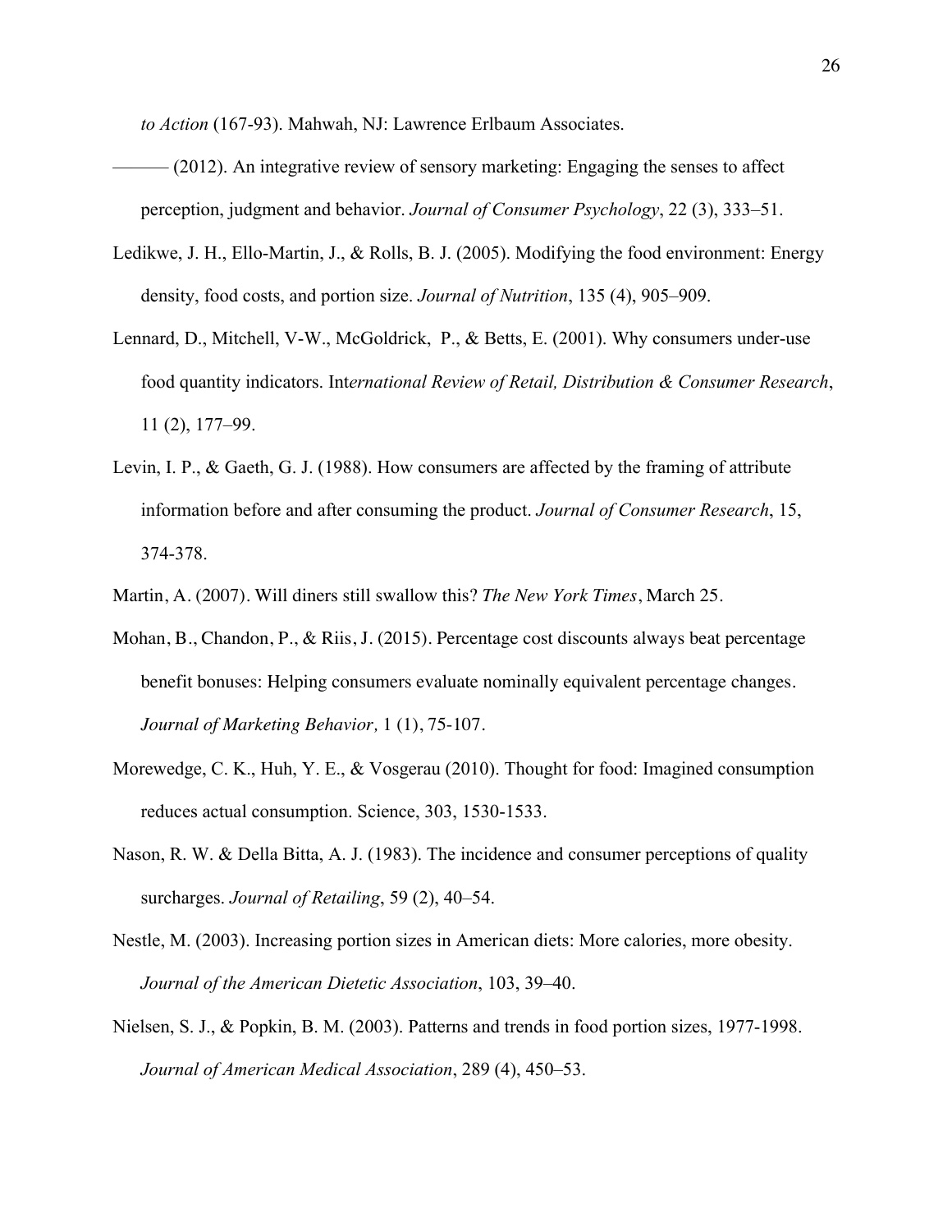*to Action* (167-93). Mahwah, NJ: Lawrence Erlbaum Associates.

——— (2012). An integrative review of sensory marketing: Engaging the senses to affect perception, judgment and behavior. *Journal of Consumer Psychology*, 22 (3), 333–51.

Ledikwe, J. H., Ello-Martin, J., & Rolls, B. J. (2005). Modifying the food environment: Energy density, food costs, and portion size. *Journal of Nutrition*, 135 (4), 905–909.

Lennard, D., Mitchell, V-W., McGoldrick, P., & Betts, E. (2001). Why consumers under-use food quantity indicators. Int*ernational Review of Retail, Distribution & Consumer Research*, 11 (2), 177–99.

Levin, I. P., & Gaeth, G. J. (1988). How consumers are affected by the framing of attribute information before and after consuming the product. *Journal of Consumer Research*, 15, 374-378.

Martin, A. (2007). Will diners still swallow this? *The New York Times*, March 25.

Mohan, B., Chandon, P., & Riis, J. (2015). Percentage cost discounts always beat percentage benefit bonuses: Helping consumers evaluate nominally equivalent percentage changes. *Journal of Marketing Behavior,* 1 (1), 75-107.

Morewedge, C. K., Huh, Y. E., & Vosgerau (2010). Thought for food: Imagined consumption reduces actual consumption. Science, 303, 1530-1533.

Nason, R. W. & Della Bitta, A. J. (1983). The incidence and consumer perceptions of quality surcharges. *Journal of Retailing*, 59 (2), 40–54.

Nestle, M. (2003). Increasing portion sizes in American diets: More calories, more obesity. *Journal of the American Dietetic Association*, 103, 39–40.

Nielsen, S. J., & Popkin, B. M. (2003). Patterns and trends in food portion sizes, 1977-1998. *Journal of American Medical Association*, 289 (4), 450–53.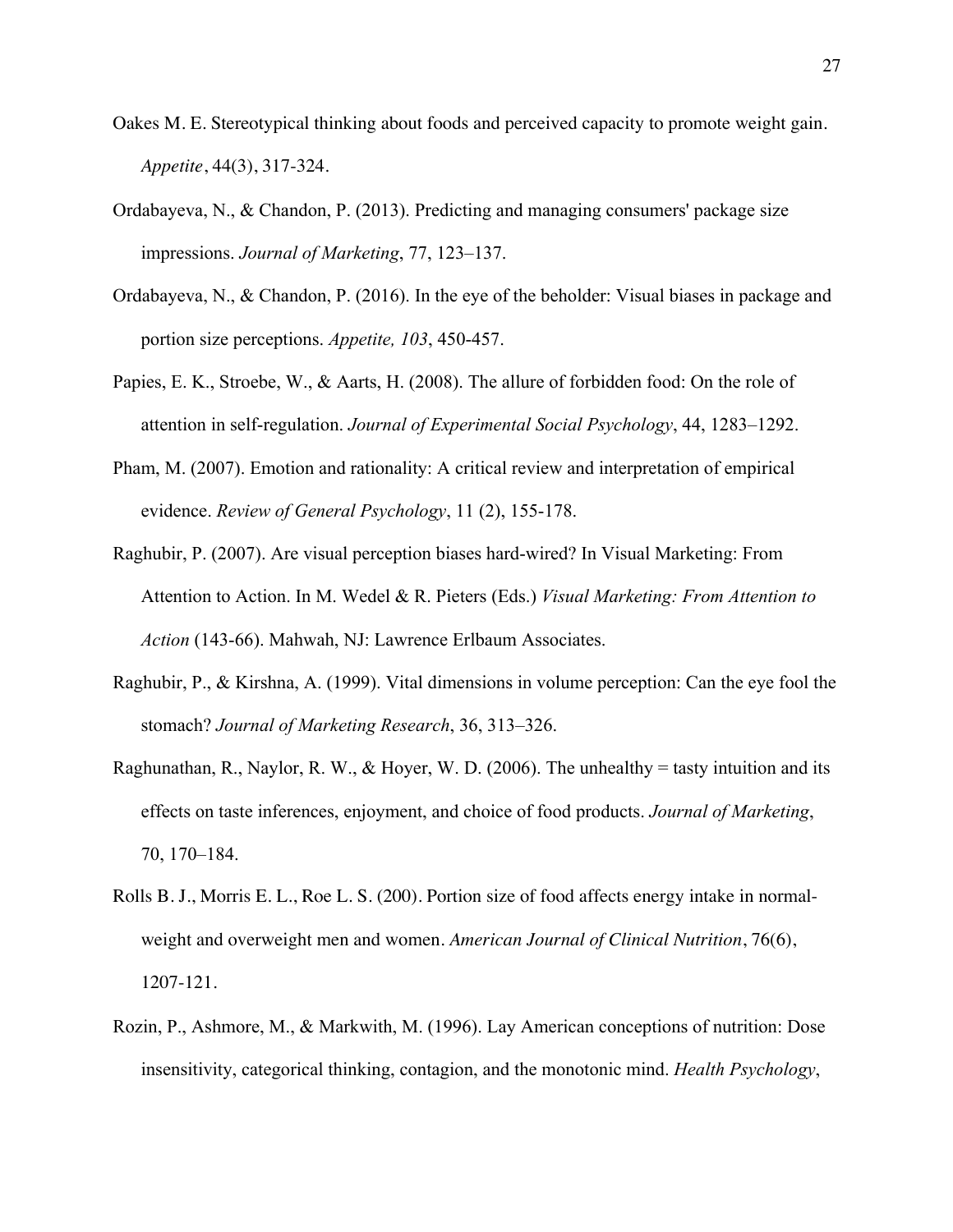Oakes M. E. Stereotypical thinking about foods and perceived capacity to promote weight gain. *Appetite*, 44(3), 317-324.

Ordabayeva, N., & Chandon, P. (2013). Predicting and managing consumers' package size impressions. *Journal of Marketing*, 77, 123–137.

Ordabayeva, N., & Chandon, P. (2016). In the eye of the beholder: Visual biases in package and portion size perceptions. *Appetite, 103*, 450-457.

Papies, E. K., Stroebe, W., & Aarts, H. (2008). The allure of forbidden food: On the role of attention in self-regulation. *Journal of Experimental Social Psychology*, 44, 1283–1292.

Pham, M. (2007). Emotion and rationality: A critical review and interpretation of empirical evidence. *Review of General Psychology*, 11 (2), 155-178.

Raghubir, P. (2007). Are visual perception biases hard-wired? In Visual Marketing: From Attention to Action. In M. Wedel & R. Pieters (Eds.) *Visual Marketing: From Attention to Action* (143-66). Mahwah, NJ: Lawrence Erlbaum Associates.

Raghubir, P., & Kirshna, A. (1999). Vital dimensions in volume perception: Can the eye fool the stomach? *Journal of Marketing Research*, 36, 313–326.

Raghunathan, R., Naylor, R. W., & Hoyer, W. D. (2006). The unhealthy = tasty intuition and its effects on taste inferences, enjoyment, and choice of food products. *Journal of Marketing*, 70, 170–184.

Rolls B. J., Morris E. L., Roe L. S. (200). Portion size of food affects energy intake in normal-weight and overweight men and women. *American Journal of Clinical Nutrition*, 76(6), 1207-121.

Rozin, P., Ashmore, M., & Markwith, M. (1996). Lay American conceptions of nutrition: Dose insensitivity, categorical thinking, contagion, and the monotonic mind. *Health Psychology*,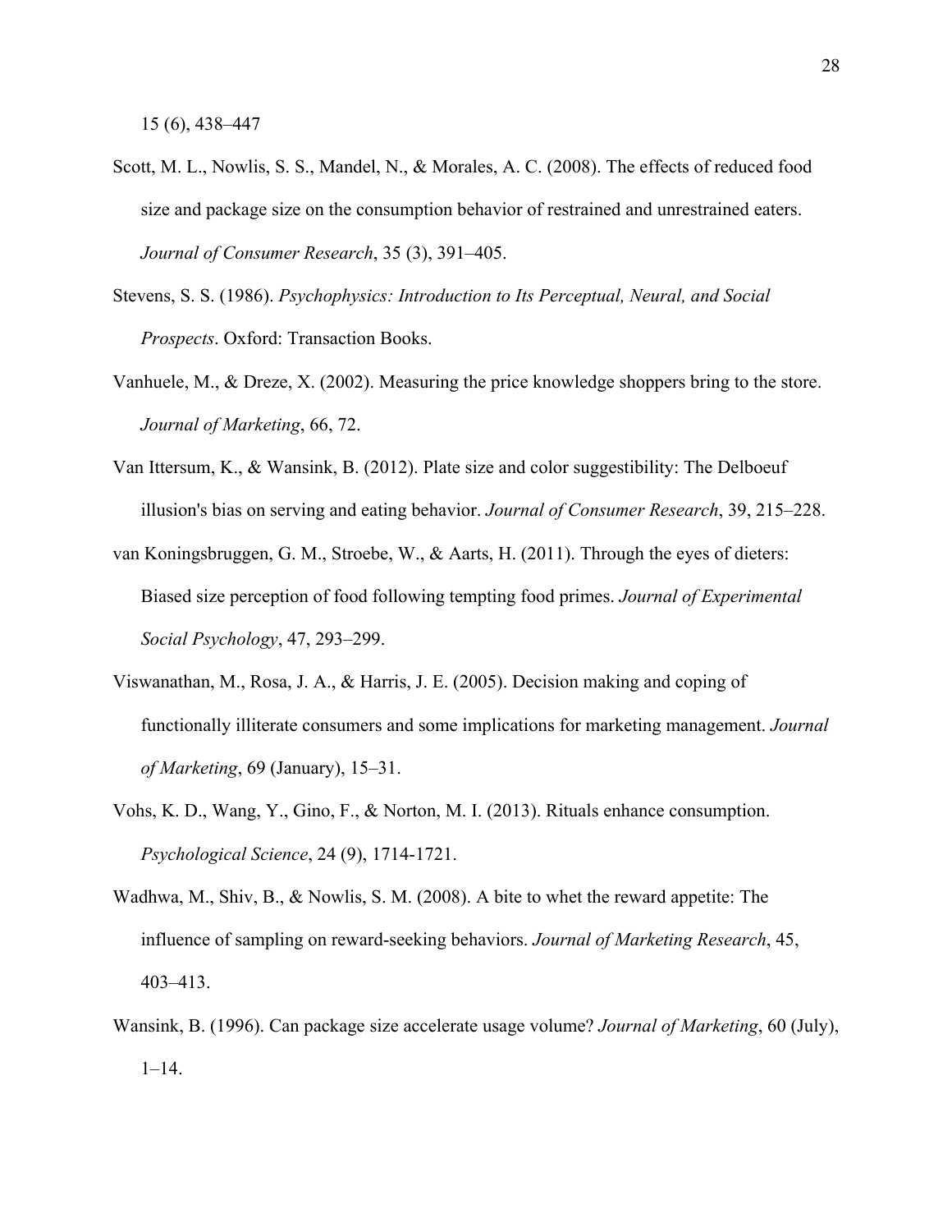15 (6), 438–447

Scott, M. L., Nowlis, S. S., Mandel, N., & Morales, A. C. (2008). The effects of reduced food size and package size on the consumption behavior of restrained and unrestrained eaters. *Journal of Consumer Research*, 35 (3), 391–405.

Stevens, S. S. (1986). *Psychophysics: Introduction to Its Perceptual, Neural, and Social Prospects*. Oxford: Transaction Books.

Vanhuele, M., & Dreze, X. (2002). Measuring the price knowledge shoppers bring to the store. *Journal of Marketing*, 66, 72.

Van Ittersum, K., & Wansink, B. (2012). Plate size and color suggestibility: The Delboeuf illusion's bias on serving and eating behavior. *Journal of Consumer Research*, 39, 215–228.

van Koningsbruggen, G. M., Stroebe, W., & Aarts, H. (2011). Through the eyes of dieters: Biased size perception of food following tempting food primes. *Journal of Experimental Social Psychology*, 47, 293–299.

Viswanathan, M., Rosa, J. A., & Harris, J. E. (2005). Decision making and coping of functionally illiterate consumers and some implications for marketing management. *Journal of Marketing*, 69 (January), 15–31.

Vohs, K. D., Wang, Y., Gino, F., & Norton, M. I. (2013). Rituals enhance consumption. *Psychological Science*, 24 (9), 1714-1721.

Wadhwa, M., Shiv, B., & Nowlis, S. M. (2008). A bite to whet the reward appetite: The influence of sampling on reward-seeking behaviors. *Journal of Marketing Research*, 45, 403–413.

Wansink, B. (1996). Can package size accelerate usage volume? *Journal of Marketing*, 60 (July), 1–14.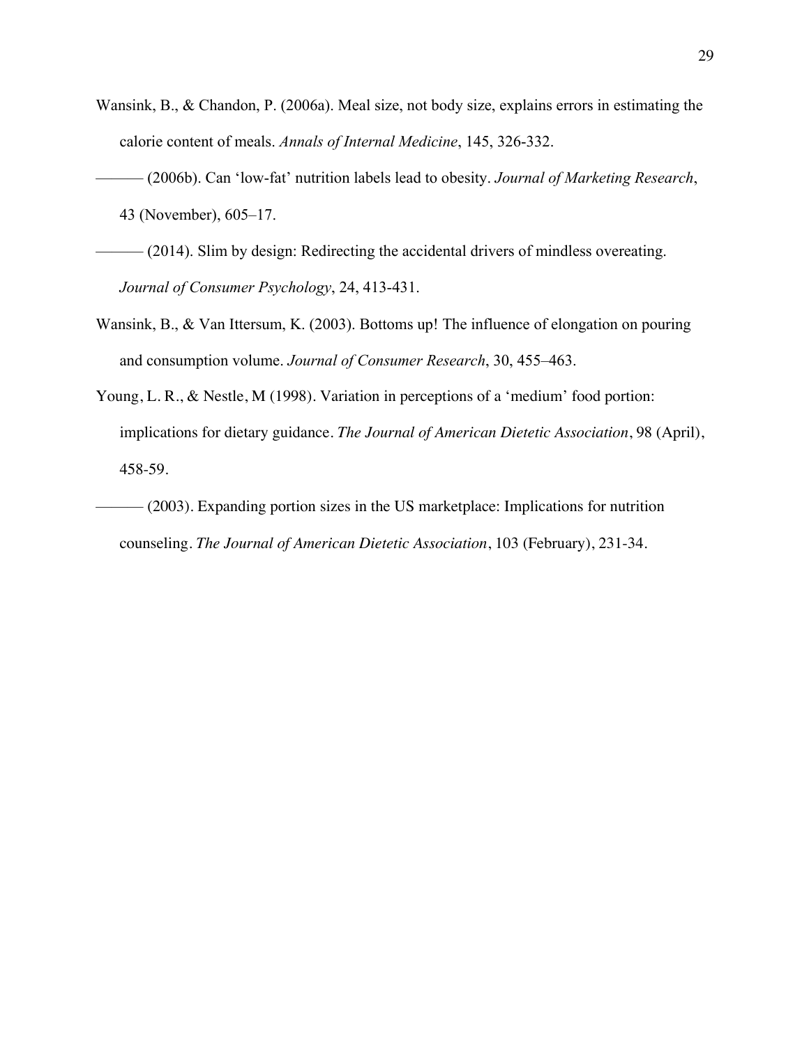Wansink, B., & Chandon, P. (2006a). Meal size, not body size, explains errors in estimating the calorie content of meals. *Annals of Internal Medicine*, 145, 326-332.

——— (2006b). Can 'low-fat' nutrition labels lead to obesity. *Journal of Marketing Research*, 43 (November), 605–17.

——— (2014). Slim by design: Redirecting the accidental drivers of mindless overeating. *Journal of Consumer Psychology*, 24, 413-431.

Wansink, B., & Van Ittersum, K. (2003). Bottoms up! The influence of elongation on pouring and consumption volume. *Journal of Consumer Research*, 30, 455–463.

Young, L. R., & Nestle, M (1998). Variation in perceptions of a 'medium' food portion: implications for dietary guidance. *The Journal of American Dietetic Association*, 98 (April), 458-59.

——— (2003). Expanding portion sizes in the US marketplace: Implications for nutrition counseling. *The Journal of American Dietetic Association*, 103 (February), 231-34.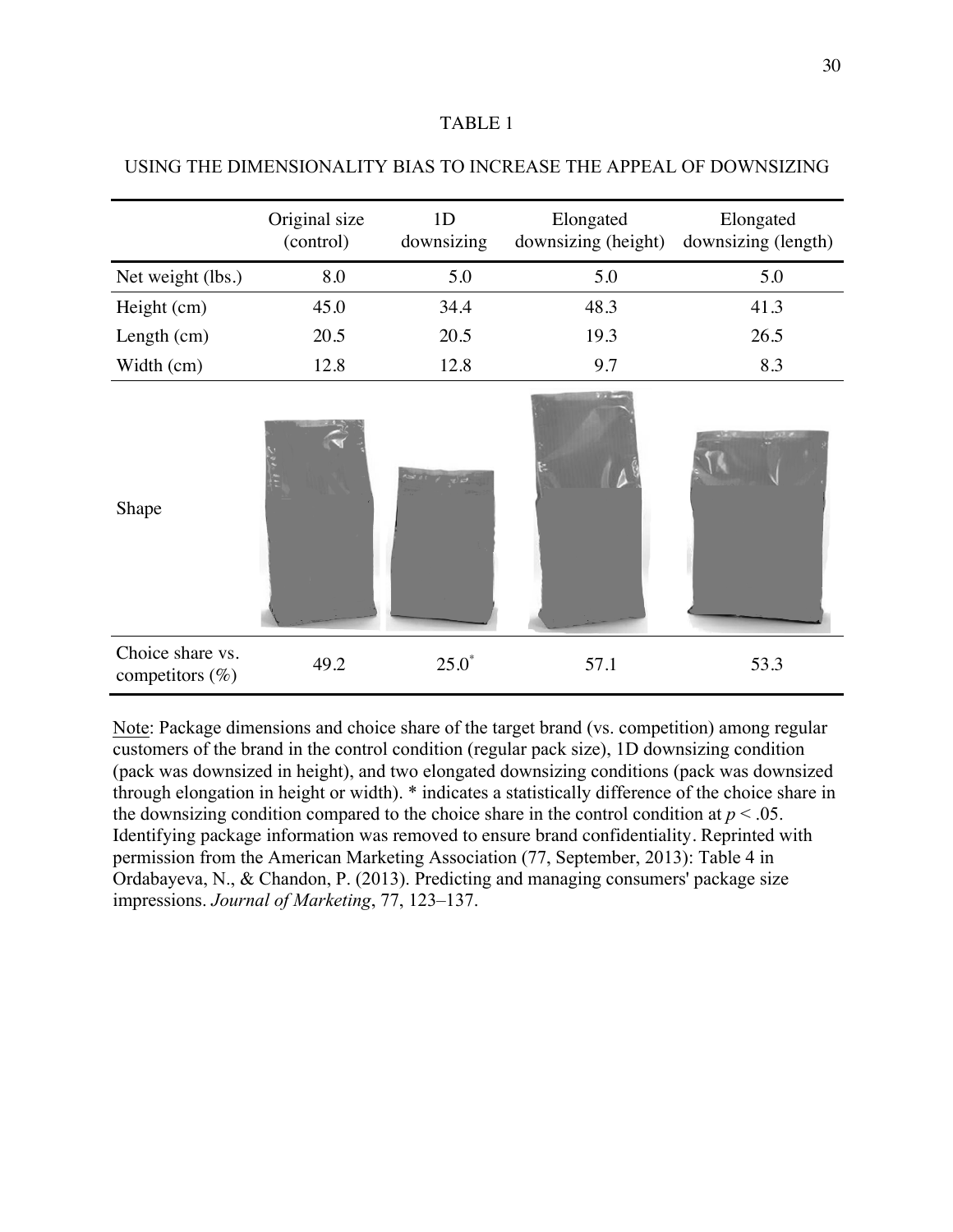TABLE 1

USING THE DIMENSIONALITY BIAS TO INCREASE THE APPEAL OF DOWNSIZING

| | Original size (control) | 1D downsizing | Elongated downsizing (height) | Elongated downsizing (length) |
|---|---|---|---|---|
| Net weight (lbs.) | 8.0 | 5.0 | 5.0 | 5.0 |
| Height (cm) | 45.0 | 34.4 | 48.3 | 41.3 |
| Length (cm) | 20.5 | 20.5 | 19.3 | 26.5 |
| Width (cm) | 12.8 | 12.8 | 9.7 | 8.3 |
| Shape | | | | |
| Choice share vs. competitors (%) | 49.2 | 25.0* | 57.1 | 53.3 |

Note: Package dimensions and choice share of the target brand (vs. competition) among regular customers of the brand in the control condition (regular pack size), 1D downsizing condition (pack was downsized in height), and two elongated downsizing conditions (pack was downsized through elongation in height or width). * indicates a statistically difference of the choice share in the downsizing condition compared to the choice share in the control condition at $p < .05$. Identifying package information was removed to ensure brand confidentiality. Reprinted with permission from the American Marketing Association (77, September, 2013): Table 4 in Ordabayeva, N., & Chandon, P. (2013). Predicting and managing consumers' package size impressions. *Journal of Marketing*, 77, 123–137.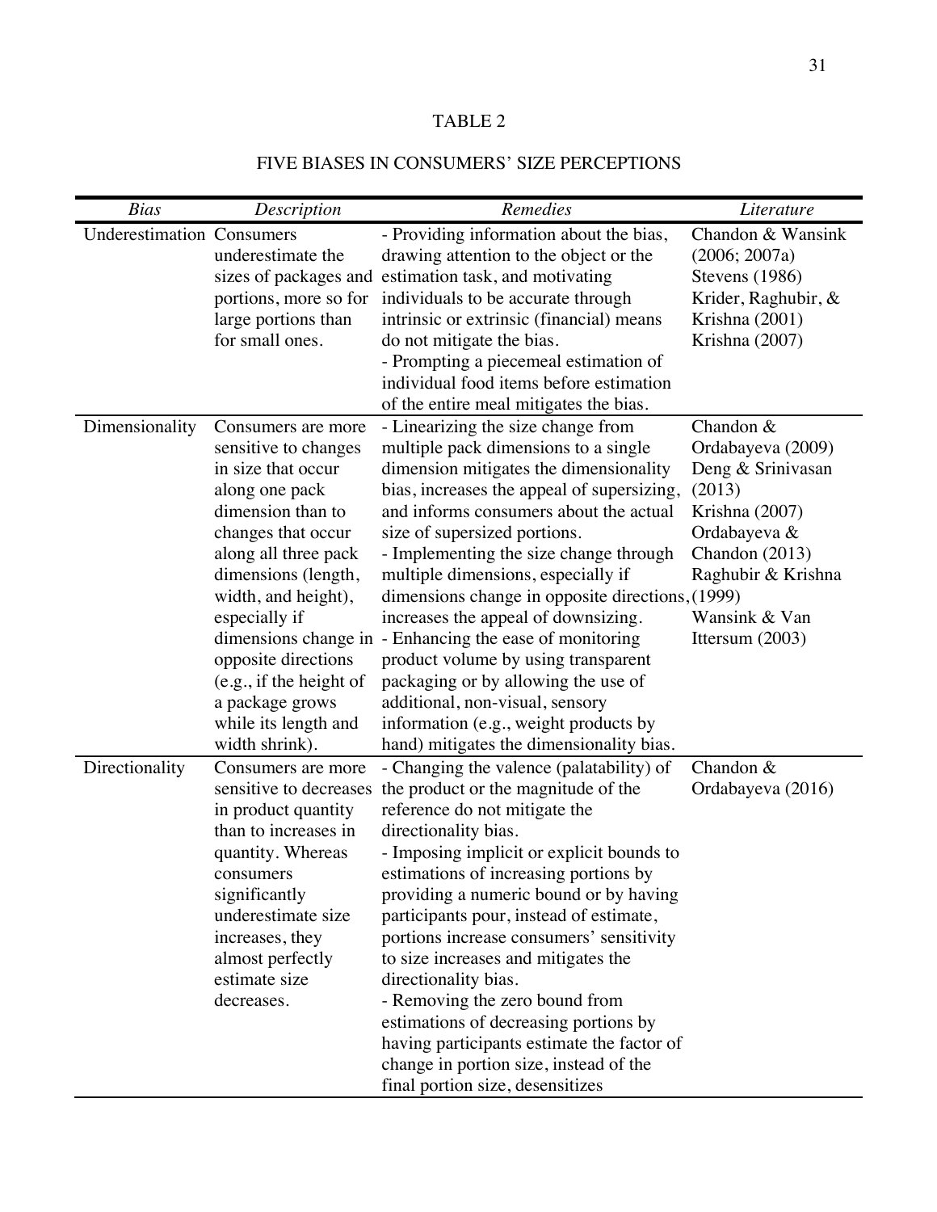TABLE 2

FIVE BIASES IN CONSUMERS' SIZE PERCEPTIONS

| *Bias* | *Description* | *Remedies* | *Literature* |
|---|---|---|---|
| Underestimation | Consumers underestimate the sizes of packages and portions, more so for large portions than for small ones. | - Providing information about the bias, drawing attention to the object or the estimation task, and motivating individuals to be accurate through intrinsic or extrinsic (financial) means do not mitigate the bias.<br>- Prompting a piecemeal estimation of individual food items before estimation of the entire meal mitigates the bias. | Chandon & Wansink (2006; 2007a)<br>Stevens (1986)<br>Krider, Raghubir, & Krishna (2001)<br>Krishna (2007) |
| Dimensionality | Consumers are more sensitive to changes in size that occur along one pack dimension than to changes that occur along all three pack dimensions (length, width, and height), especially if dimensions change in opposite directions (e.g., if the height of a package grows while its length and width shrink). | - Linearizing the size change from multiple pack dimensions to a single dimension mitigates the dimensionality bias, increases the appeal of supersizing, and informs consumers about the actual size of supersized portions.<br>- Implementing the size change through multiple dimensions, especially if dimensions change in opposite directions, increases the appeal of downsizing.<br>- Enhancing the ease of monitoring product volume by using transparent packaging or by allowing the use of additional, non-visual, sensory information (e.g., weight products by hand) mitigates the dimensionality bias. | Chandon & Ordabayeva (2009)<br>Deng & Srinivasan (2013)<br>Krishna (2007)<br>Ordabayeva & Chandon (2013)<br>Raghubir & Krishna (1999)<br>Wansink & Van Ittersum (2003) |
| Directionality | Consumers are more sensitive to decreases in product quantity than to increases in quantity. Whereas consumers significantly underestimate size increases, they almost perfectly estimate size decreases. | - Changing the valence (palatability) of the product or the magnitude of the reference do not mitigate the directionality bias.<br>- Imposing implicit or explicit bounds to estimations of increasing portions by providing a numeric bound or by having participants pour, instead of estimate, portions increase consumers' sensitivity to size increases and mitigates the directionality bias.<br>- Removing the zero bound from estimations of decreasing portions by having participants estimate the factor of change in portion size, instead of the final portion size, desensitizes | Chandon & Ordabayeva (2016) |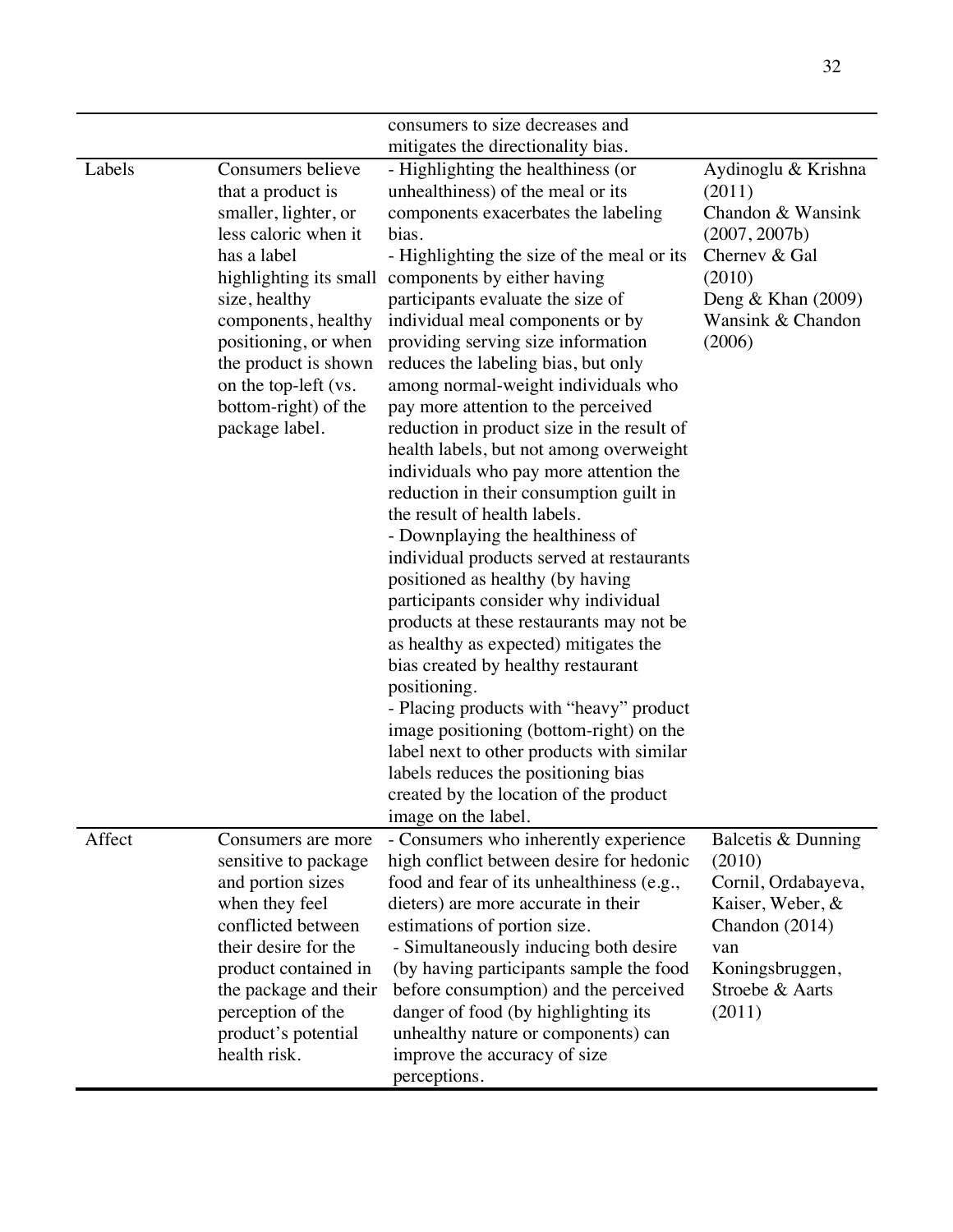| | | | |
|---|---|---|---|
| | | consumers to size decreases and mitigates the directionality bias. | |
| Labels | Consumers believe that a product is smaller, lighter, or less caloric when it has a label highlighting its small size, healthy components, healthy positioning, or when the product is shown on the top-left (vs. bottom-right) of the package label. | - Highlighting the healthiness (or unhealthiness) of the meal or its components exacerbates the labeling bias.<br>- Highlighting the size of the meal or its components by either having participants evaluate the size of individual meal components or by providing serving size information reduces the labeling bias, but only among normal-weight individuals who pay more attention to the perceived reduction in product size in the result of health labels, but not among overweight individuals who pay more attention the reduction in their consumption guilt in the result of health labels.<br>- Downplaying the healthiness of individual products served at restaurants positioned as healthy (by having participants consider why individual products at these restaurants may not be as healthy as expected) mitigates the bias created by healthy restaurant positioning.<br>- Placing products with "heavy" product image positioning (bottom-right) on the label next to other products with similar labels reduces the positioning bias created by the location of the product image on the label. | Aydinoglu & Krishna (2011)<br>Chandon & Wansink (2007, 2007b)<br>Chernev & Gal (2010)<br>Deng & Khan (2009)<br>Wansink & Chandon (2006) |
| Affect | Consumers are more sensitive to package and portion sizes when they feel conflicted between their desire for the product contained in the package and their perception of the product's potential health risk. | - Consumers who inherently experience high conflict between desire for hedonic food and fear of its unhealthiness (e.g., dieters) are more accurate in their estimations of portion size.<br>- Simultaneously inducing both desire (by having participants sample the food before consumption) and the perceived danger of food (by highlighting its unhealthy nature or components) can improve the accuracy of size perceptions. | Balcetis & Dunning (2010)<br>Cornil, Ordabayeva, Kaiser, Weber, & Chandon (2014)<br>van Koningsbruggen, Stroebe & Aarts (2011) |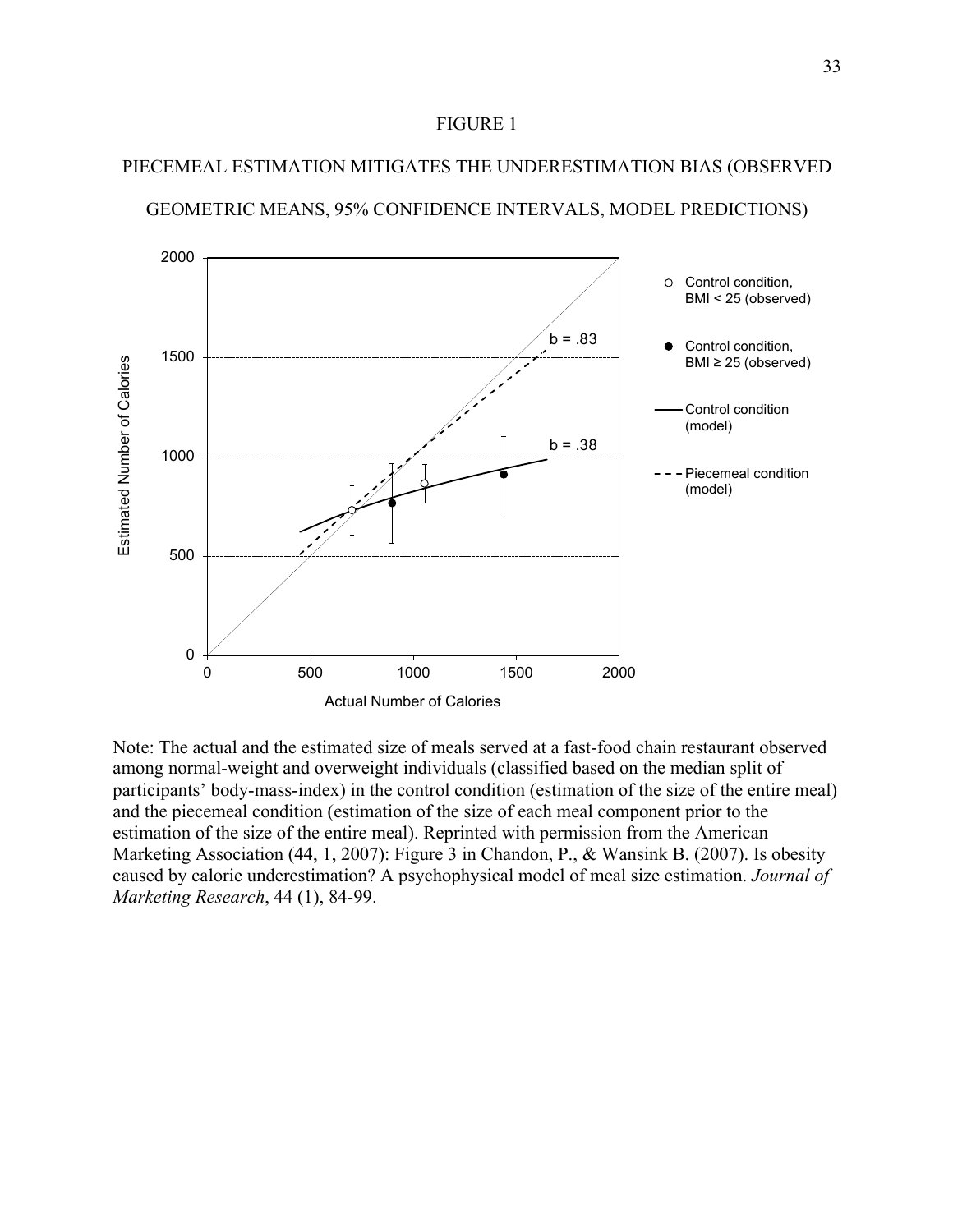FIGURE 1

PIECEMEAL ESTIMATION MITIGATES THE UNDERESTIMATION BIAS (OBSERVED GEOMETRIC MEANS, 95% CONFIDENCE INTERVALS, MODEL PREDICTIONS)

Note: The actual and the estimated size of meals served at a fast-food chain restaurant observed among normal-weight and overweight individuals (classified based on the median split of participants' body-mass-index) in the control condition (estimation of the size of the entire meal) and the piecemeal condition (estimation of the size of each meal component prior to the estimation of the size of the entire meal). Reprinted with permission from the American Marketing Association (44, 1, 2007): Figure 3 in Chandon, P., & Wansink B. (2007). Is obesity caused by calorie underestimation? A psychophysical model of meal size estimation. *Journal of Marketing Research*, 44 (1), 84-99.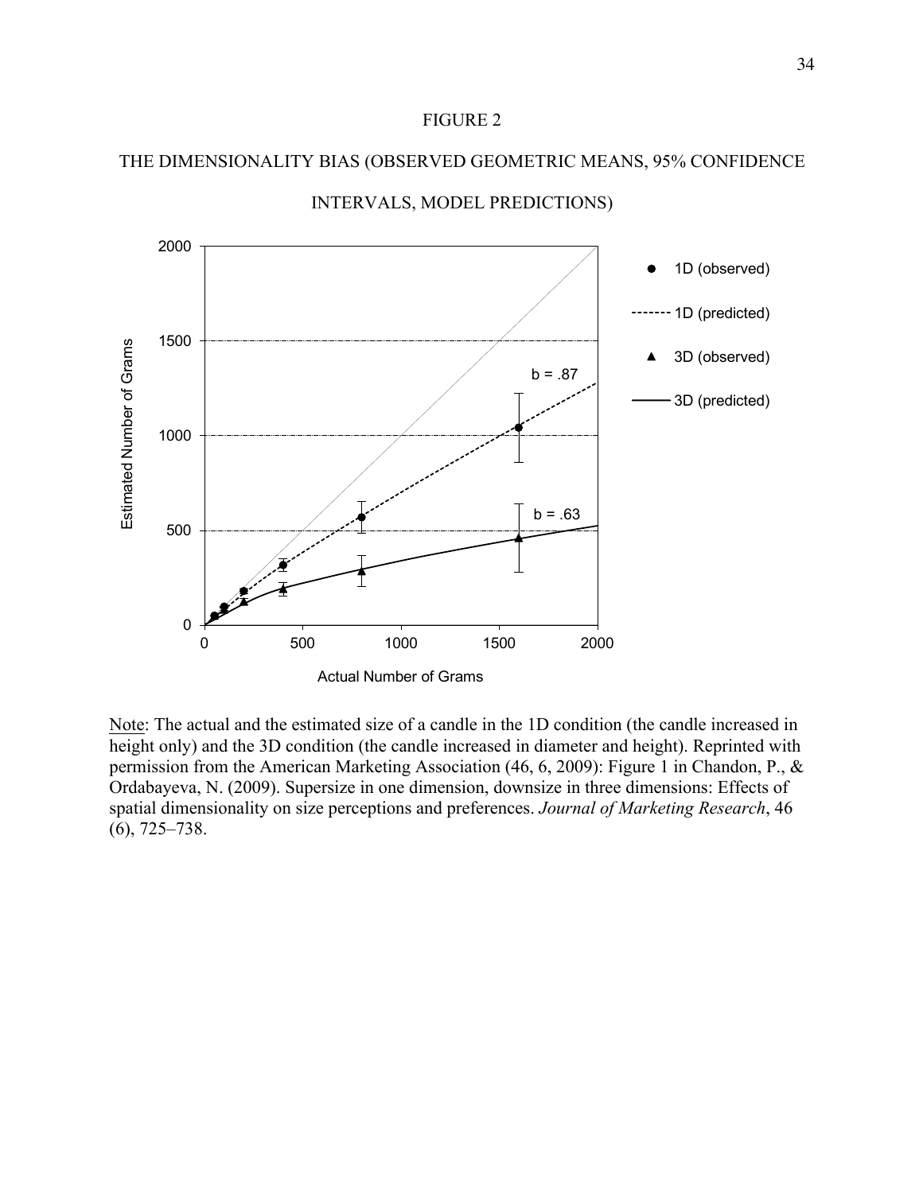FIGURE 2

THE DIMENSIONALITY BIAS (OBSERVED GEOMETRIC MEANS, 95% CONFIDENCE INTERVALS, MODEL PREDICTIONS)

Note: The actual and the estimated size of a candle in the 1D condition (the candle increased in height only) and the 3D condition (the candle increased in diameter and height). Reprinted with permission from the American Marketing Association (46, 6, 2009): Figure 1 in Chandon, P., & Ordabayeva, N. (2009). Supersize in one dimension, downsize in three dimensions: Effects of spatial dimensionality on size perceptions and preferences. *Journal of Marketing Research*, 46 (6), 725–738.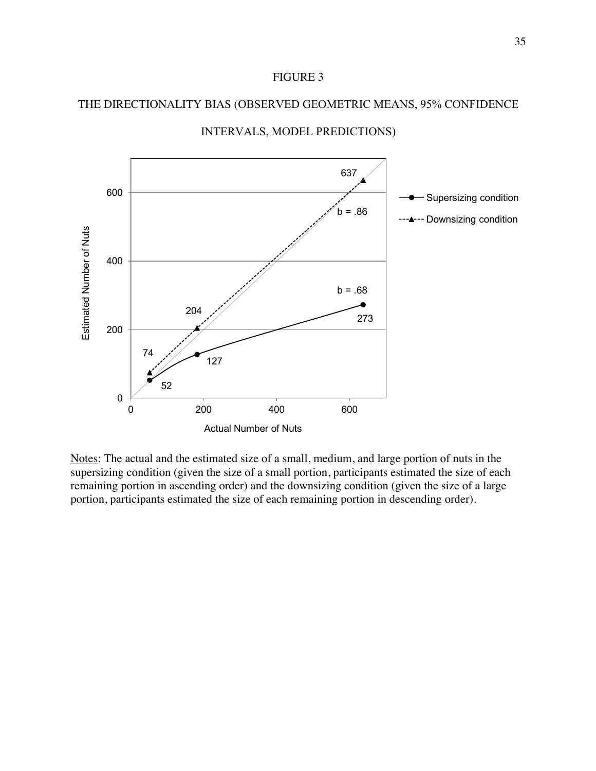FIGURE 3

THE DIRECTIONALITY BIAS (OBSERVED GEOMETRIC MEANS, 95% CONFIDENCE INTERVALS, MODEL PREDICTIONS)

Notes: The actual and the estimated size of a small, medium, and large portion of nuts in the supersizing condition (given the size of a small portion, participants estimated the size of each remaining portion in ascending order) and the downsizing condition (given the size of a large portion, participants estimated the size of each remaining portion in descending order).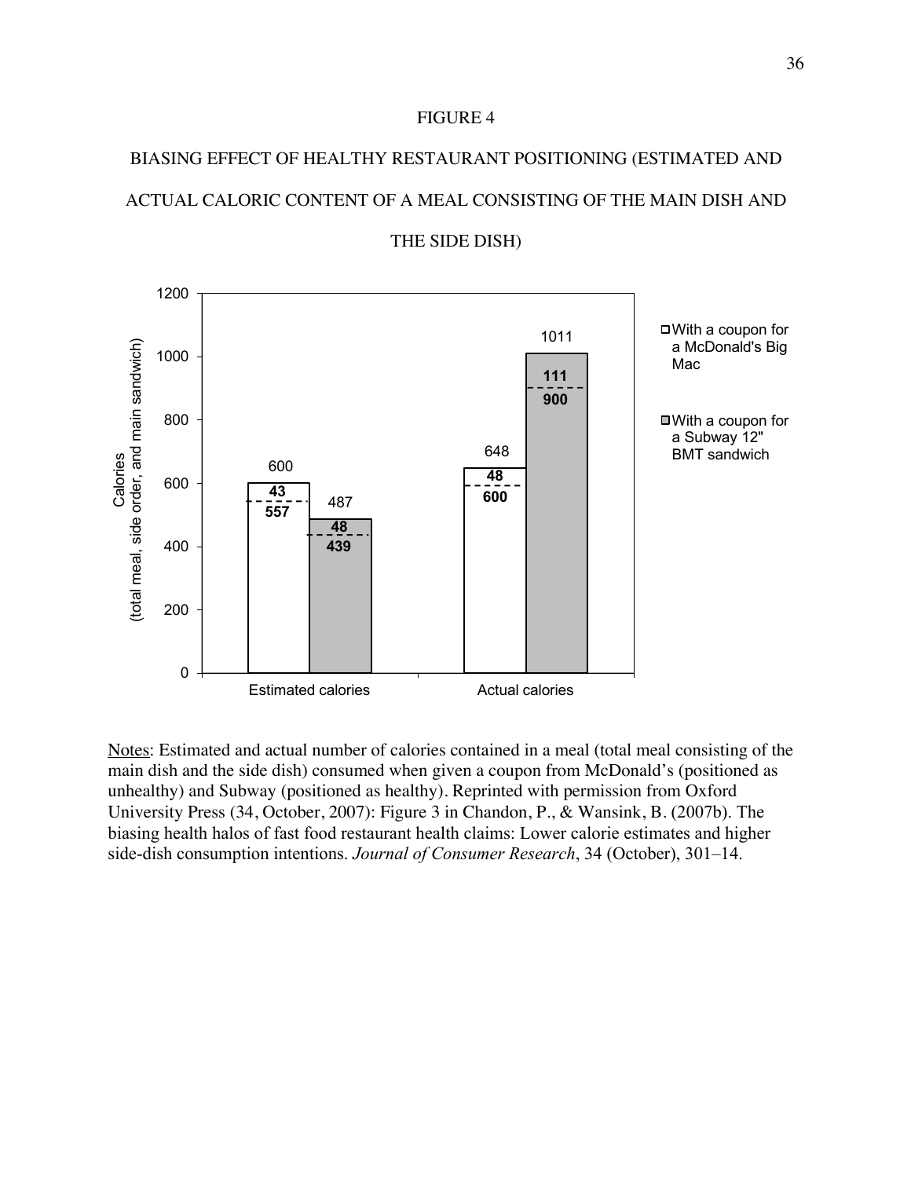FIGURE 4

BIASING EFFECT OF HEALTHY RESTAURANT POSITIONING (ESTIMATED AND ACTUAL CALORIC CONTENT OF A MEAL CONSISTING OF THE MAIN DISH AND THE SIDE DISH)

Calories (total meal, side order, and main sandwich)

1200
1000
800
600
400
200
0

Estimated calories
600
43
557
487
48
439

Actual calories
648
48
600
1011
111
900

With a coupon for a McDonald's Big Mac

With a coupon for a Subway 12" BMT sandwich

Notes: Estimated and actual number of calories contained in a meal (total meal consisting of the main dish and the side dish) consumed when given a coupon from McDonald's (positioned as unhealthy) and Subway (positioned as healthy). Reprinted with permission from Oxford University Press (34, October, 2007): Figure 3 in Chandon, P., & Wansink, B. (2007b). The biasing health halos of fast food restaurant health claims: Lower calorie estimates and higher side-dish consumption intentions. *Journal of Consumer Research*, 34 (October), 301–14.